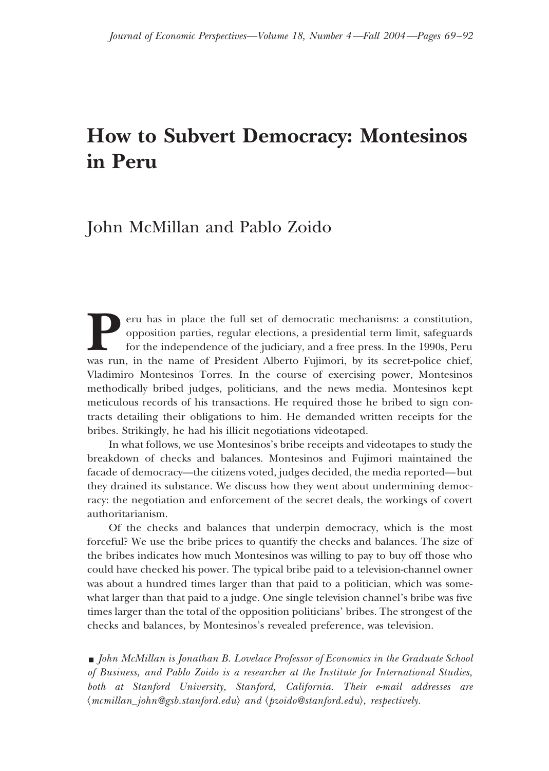# How to Subvert Democracy: Montesinos in Peru

John McMillan and Pablo Zoido

Peru has in place the full set of democratic mechanisms: a constitution, opposition parties, regular elections, a presidential term limit, safeguards for the independence of the judiciary, and a free press. In the 1990s, Peru was run, in the name of President Alberto Fujimori, by its secret-police chief, Vladimiro Montesinos Torres. In the course of exercising power, Montesinos methodically bribed judges, politicians, and the news media. Montesinos kept meticulous records of his transactions. He required those he bribed to sign contracts detailing their obligations to him. He demanded written receipts for the bribes. Strikingly, he had his illicit negotiations videotaped.

In what follows, we use Montesinos's bribe receipts and videotapes to study the breakdown of checks and balances. Montesinos and Fujimori maintained the facade of democracy—the citizens voted, judges decided, the media reported—but they drained its substance. We discuss how they went about undermining democracy: the negotiation and enforcement of the secret deals, the workings of covert authoritarianism.

Of the checks and balances that underpin democracy, which is the most forceful? We use the bribe prices to quantify the checks and balances. The size of the bribes indicates how much Montesinos was willing to pay to buy off those who could have checked his power. The typical bribe paid to a television-channel owner was about a hundred times larger than that paid to a politician, which was somewhat larger than that paid to a judge. One single television channel's bribe was five times larger than the total of the opposition politicians' bribes. The strongest of the checks and balances, by Montesinos's revealed preference, was television.

■ *John McMillan is Jonathan B. Lovelace Professor of Economics in the Graduate School of Business, and Pablo Zoido is a researcher at the Institute for International Studies, both at Stanford University, Stanford, California. Their e-mail addresses are ⟨mcmillan_john@gsb.stanford.edu⟩ and ⟨pzoido@stanford.edu⟩, respectively.*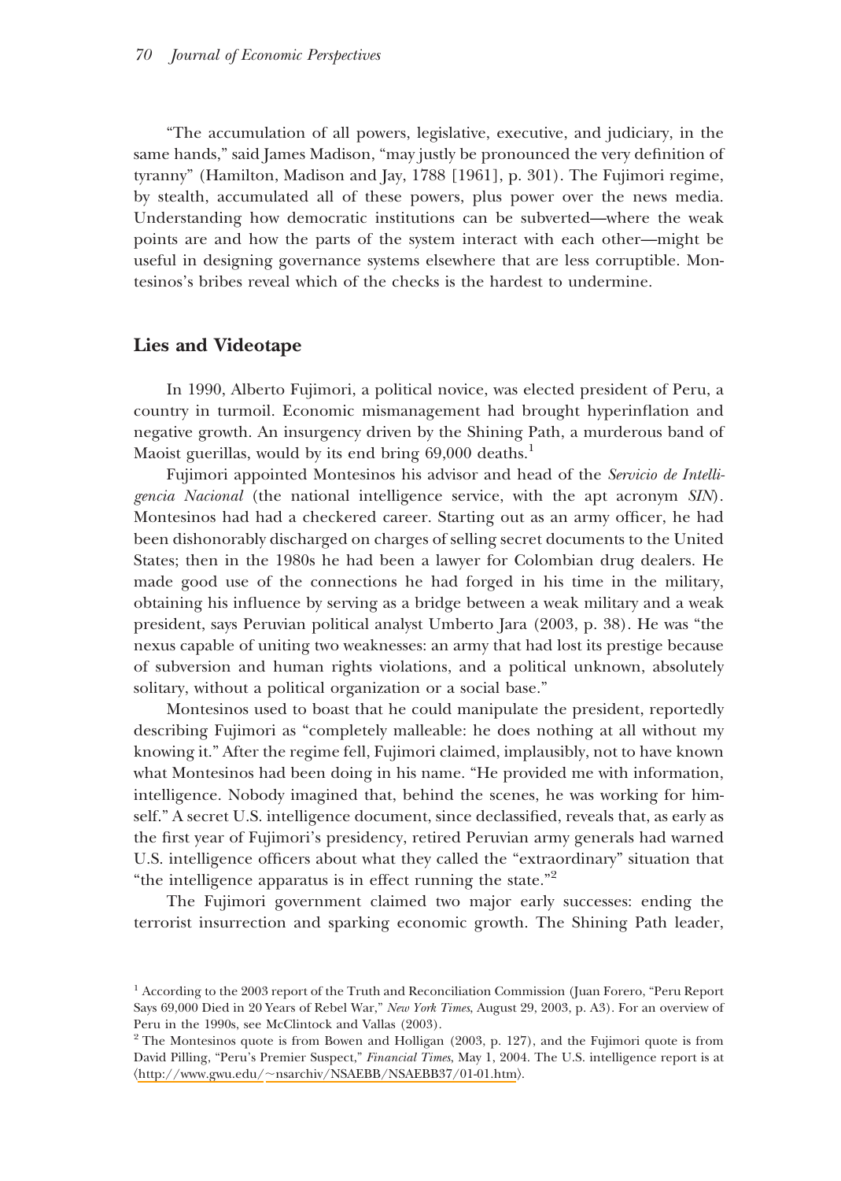"The accumulation of all powers, legislative, executive, and judiciary, in the same hands," said James Madison, "may justly be pronounced the very definition of tyranny" (Hamilton, Madison and Jay, 1788 [1961], p. 301). The Fujimori regime, by stealth, accumulated all of these powers, plus power over the news media. Understanding how democratic institutions can be subverted—where the weak points are and how the parts of the system interact with each other—might be useful in designing governance systems elsewhere that are less corruptible. Montesinos's bribes reveal which of the checks is the hardest to undermine.

## Lies and Videotape

In 1990, Alberto Fujimori, a political novice, was elected president of Peru, a country in turmoil. Economic mismanagement had brought hyperinflation and negative growth. An insurgency driven by the Shining Path, a murderous band of Maoist guerillas, would by its end bring 69,000 deaths.[1]

Fujimori appointed Montesinos his advisor and head of the *Servicio de Intelligencia Nacional* (the national intelligence service, with the apt acronym *SIN*). Montesinos had had a checkered career. Starting out as an army officer, he had been dishonorably discharged on charges of selling secret documents to the United States; then in the 1980s he had been a lawyer for Colombian drug dealers. He made good use of the connections he had forged in his time in the military, obtaining his influence by serving as a bridge between a weak military and a weak president, says Peruvian political analyst Umberto Jara (2003, p. 38). He was "the nexus capable of uniting two weaknesses: an army that had lost its prestige because of subversion and human rights violations, and a political unknown, absolutely solitary, without a political organization or a social base."

Montesinos used to boast that he could manipulate the president, reportedly describing Fujimori as "completely malleable: he does nothing at all without my knowing it." After the regime fell, Fujimori claimed, implausibly, not to have known what Montesinos had been doing in his name. "He provided me with information, intelligence. Nobody imagined that, behind the scenes, he was working for himself." A secret U.S. intelligence document, since declassified, reveals that, as early as the first year of Fujimori's presidency, retired Peruvian army generals had warned U.S. intelligence officers about what they called the "extraordinary" situation that "the intelligence apparatus is in effect running the state."[2]

The Fujimori government claimed two major early successes: ending the terrorist insurrection and sparking economic growth. The Shining Path leader,

[1] According to the 2003 report of the Truth and Reconciliation Commission (Juan Forero, "Peru Report Says 69,000 Died in 20 Years of Rebel War," *New York Times*, August 29, 2003, p. A3). For an overview of Peru in the 1990s, see McClintock and Vallas (2003).

[2] The Montesinos quote is from Bowen and Holligan (2003, p. 127), and the Fujimori quote is from David Pilling, "Peru's Premier Suspect," *Financial Times*, May 1, 2004. The U.S. intelligence report is at ⟨http://www.gwu.edu/~nsarchiv/NSAEBB/NSAEBB37/01-01.htm⟩.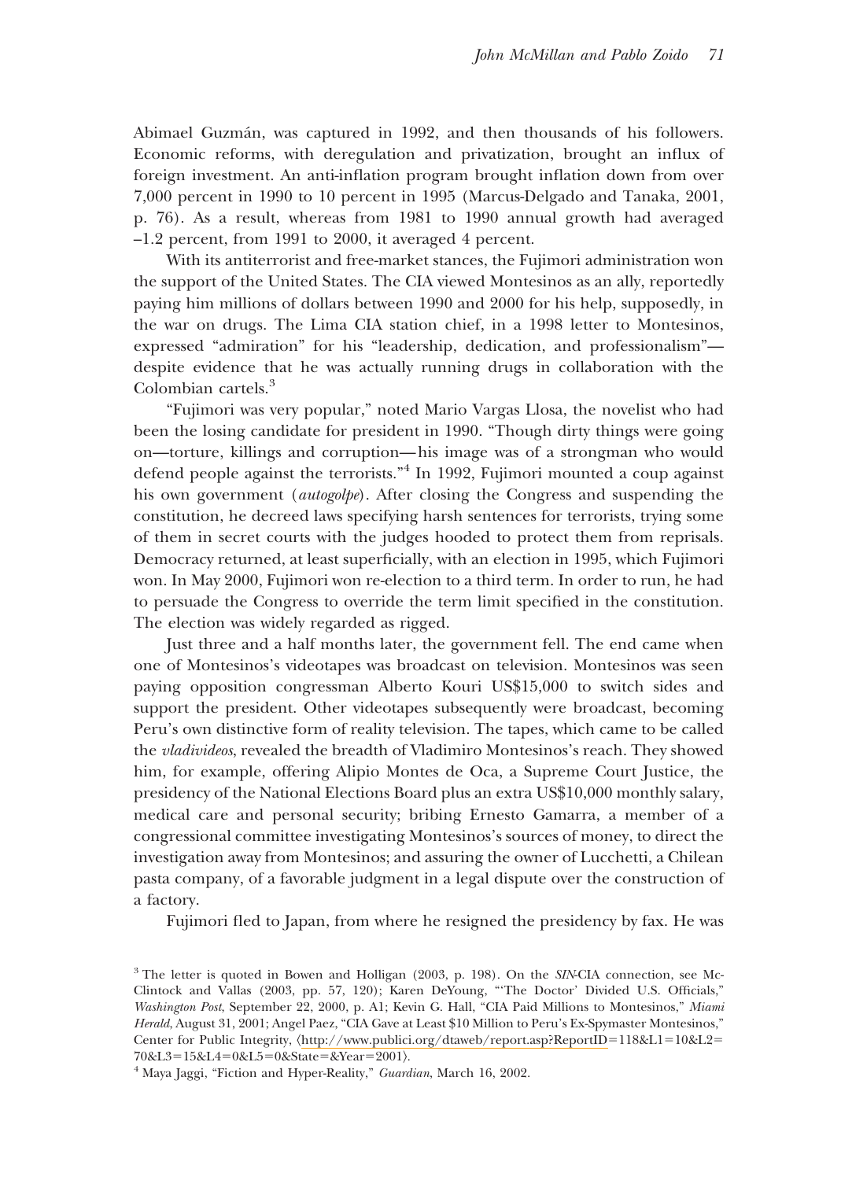Abimael Guzmán, was captured in 1992, and then thousands of his followers. Economic reforms, with deregulation and privatization, brought an influx of foreign investment. An anti-inflation program brought inflation down from over 7,000 percent in 1990 to 10 percent in 1995 (Marcus-Delgado and Tanaka, 2001, p. 76). As a result, whereas from 1981 to 1990 annual growth had averaged –1.2 percent, from 1991 to 2000, it averaged 4 percent.

With its antiterrorist and free-market stances, the Fujimori administration won the support of the United States. The CIA viewed Montesinos as an ally, reportedly paying him millions of dollars between 1990 and 2000 for his help, supposedly, in the war on drugs. The Lima CIA station chief, in a 1998 letter to Montesinos, expressed "admiration" for his "leadership, dedication, and professionalism"—despite evidence that he was actually running drugs in collaboration with the Colombian cartels.[3]

"Fujimori was very popular," noted Mario Vargas Llosa, the novelist who had been the losing candidate for president in 1990. "Though dirty things were going on—torture, killings and corruption—his image was of a strongman who would defend people against the terrorists."[4] In 1992, Fujimori mounted a coup against his own government (*autogolpe*). After closing the Congress and suspending the constitution, he decreed laws specifying harsh sentences for terrorists, trying some of them in secret courts with the judges hooded to protect them from reprisals. Democracy returned, at least superficially, with an election in 1995, which Fujimori won. In May 2000, Fujimori won re-election to a third term. In order to run, he had to persuade the Congress to override the term limit specified in the constitution. The election was widely regarded as rigged.

Just three and a half months later, the government fell. The end came when one of Montesinos's videotapes was broadcast on television. Montesinos was seen paying opposition congressman Alberto Kouri US$15,000 to switch sides and support the president. Other videotapes subsequently were broadcast, becoming Peru's own distinctive form of reality television. The tapes, which came to be called the *vladivideos*, revealed the breadth of Vladimiro Montesinos's reach. They showed him, for example, offering Alipio Montes de Oca, a Supreme Court Justice, the presidency of the National Elections Board plus an extra US$10,000 monthly salary, medical care and personal security; bribing Ernesto Gamarra, a member of a congressional committee investigating Montesinos's sources of money, to direct the investigation away from Montesinos; and assuring the owner of Lucchetti, a Chilean pasta company, of a favorable judgment in a legal dispute over the construction of a factory.

Fujimori fled to Japan, from where he resigned the presidency by fax. He was

[3] The letter is quoted in Bowen and Holligan (2003, p. 198). On the *SIN*-CIA connection, see McClintock and Vallas (2003, pp. 57, 120); Karen DeYoung, "'The Doctor' Divided U.S. Officials," *Washington Post*, September 22, 2000, p. A1; Kevin G. Hall, "CIA Paid Millions to Montesinos," *Miami Herald*, August 31, 2001; Angel Paez, "CIA Gave at Least $10 Million to Peru's Ex-Spymaster Montesinos," Center for Public Integrity, ⟨http://www.publici.org/dtaweb/report.asp?ReportID=118&L1=10&L2=70&L3=15&L4=0&L5=0&State=&Year=2001⟩.

[4] Maya Jaggi, "Fiction and Hyper-Reality," *Guardian*, March 16, 2002.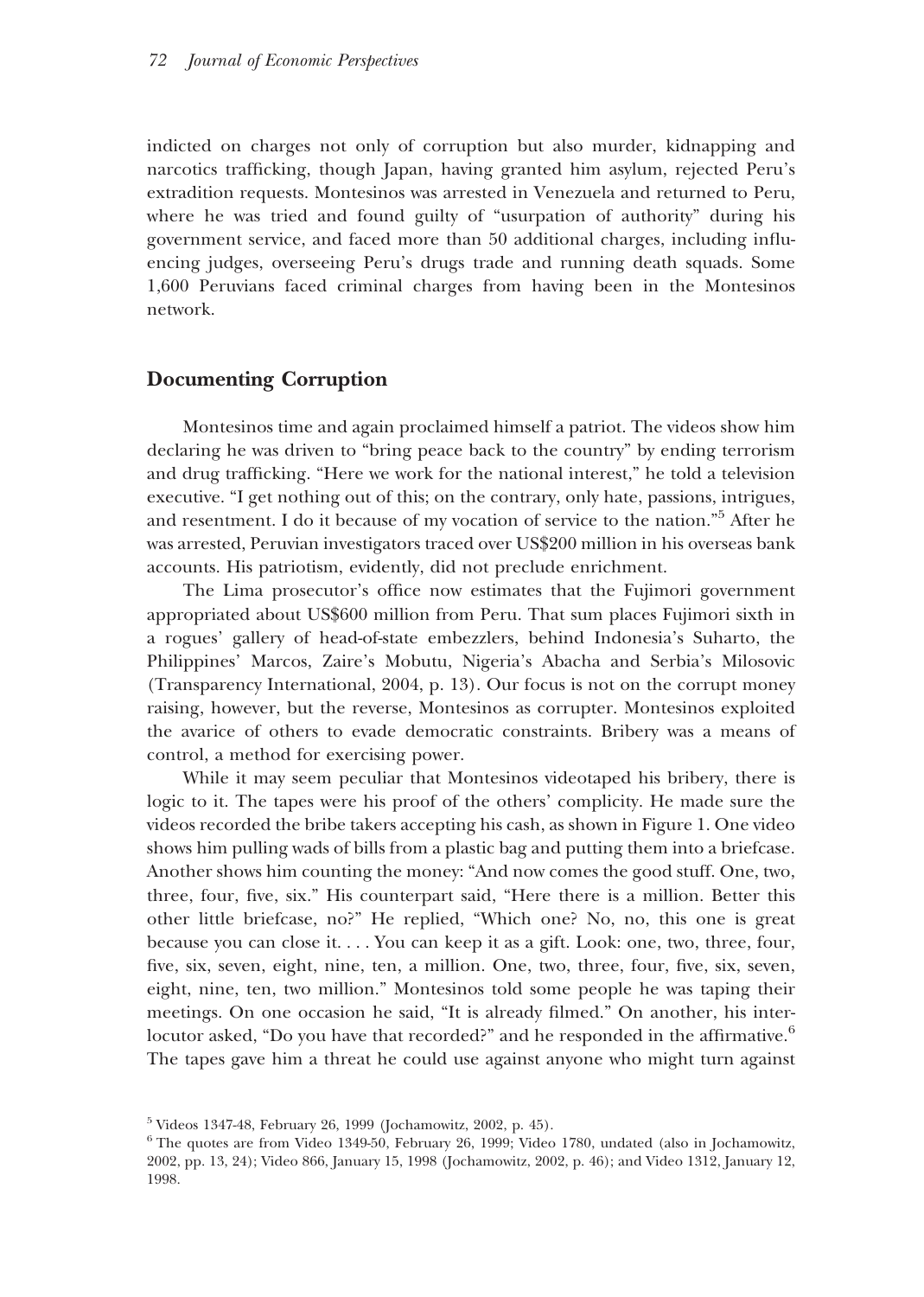indicted on charges not only of corruption but also murder, kidnapping and narcotics trafficking, though Japan, having granted him asylum, rejected Peru's extradition requests. Montesinos was arrested in Venezuela and returned to Peru, where he was tried and found guilty of "usurpation of authority" during his government service, and faced more than 50 additional charges, including influencing judges, overseeing Peru's drugs trade and running death squads. Some 1,600 Peruvians faced criminal charges from having been in the Montesinos network.

## Documenting Corruption

Montesinos time and again proclaimed himself a patriot. The videos show him declaring he was driven to "bring peace back to the country" by ending terrorism and drug trafficking. "Here we work for the national interest," he told a television executive. "I get nothing out of this; on the contrary, only hate, passions, intrigues, and resentment. I do it because of my vocation of service to the nation."[5] After he was arrested, Peruvian investigators traced over US$200 million in his overseas bank accounts. His patriotism, evidently, did not preclude enrichment.

The Lima prosecutor's office now estimates that the Fujimori government appropriated about US$600 million from Peru. That sum places Fujimori sixth in a rogues' gallery of head-of-state embezzlers, behind Indonesia's Suharto, the Philippines' Marcos, Zaire's Mobutu, Nigeria's Abacha and Serbia's Milosovic (Transparency International, 2004, p. 13). Our focus is not on the corrupt money raising, however, but the reverse, Montesinos as corrupter. Montesinos exploited the avarice of others to evade democratic constraints. Bribery was a means of control, a method for exercising power.

While it may seem peculiar that Montesinos videotaped his bribery, there is logic to it. The tapes were his proof of the others' complicity. He made sure the videos recorded the bribe takers accepting his cash, as shown in Figure 1. One video shows him pulling wads of bills from a plastic bag and putting them into a briefcase. Another shows him counting the money: "And now comes the good stuff. One, two, three, four, five, six." His counterpart said, "Here there is a million. Better this other little briefcase, no?" He replied, "Which one? No, no, this one is great because you can close it. . . . You can keep it as a gift. Look: one, two, three, four, five, six, seven, eight, nine, ten, a million. One, two, three, four, five, six, seven, eight, nine, ten, two million." Montesinos told some people he was taping their meetings. On one occasion he said, "It is already filmed." On another, his interlocutor asked, "Do you have that recorded?" and he responded in the affirmative.[6] The tapes gave him a threat he could use against anyone who might turn against

[5] Videos 1347-48, February 26, 1999 (Jochamowitz, 2002, p. 45).

[6] The quotes are from Video 1349-50, February 26, 1999; Video 1780, undated (also in Jochamowitz, 2002, pp. 13, 24); Video 866, January 15, 1998 (Jochamowitz, 2002, p. 46); and Video 1312, January 12, 1998.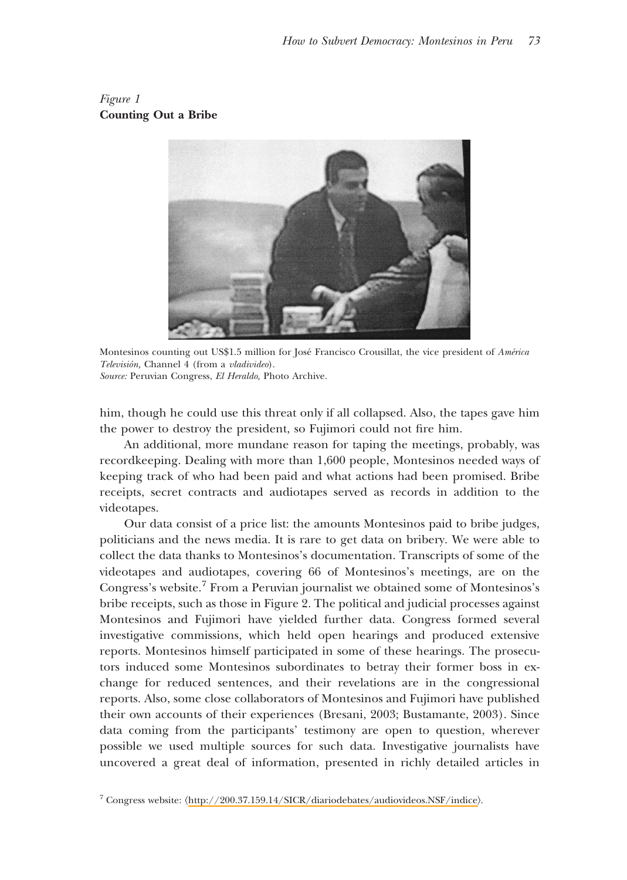*Figure 1*
**Counting Out a Bribe**

Montesinos counting out US$1.5 million for José Francisco Crousillat, the vice president of *América Televisión,* Channel 4 (from a *vladivideo*).
*Source:* Peruvian Congress, *El Heraldo,* Photo Archive.

him, though he could use this threat only if all collapsed. Also, the tapes gave him the power to destroy the president, so Fujimori could not fire him.

An additional, more mundane reason for taping the meetings, probably, was recordkeeping. Dealing with more than 1,600 people, Montesinos needed ways of keeping track of who had been paid and what actions had been promised. Bribe receipts, secret contracts and audiotapes served as records in addition to the videotapes.

Our data consist of a price list: the amounts Montesinos paid to bribe judges, politicians and the news media. It is rare to get data on bribery. We were able to collect the data thanks to Montesinos's documentation. Transcripts of some of the videotapes and audiotapes, covering 66 of Montesinos's meetings, are on the Congress's website.[7] From a Peruvian journalist we obtained some of Montesinos's bribe receipts, such as those in Figure 2. The political and judicial processes against Montesinos and Fujimori have yielded further data. Congress formed several investigative commissions, which held open hearings and produced extensive reports. Montesinos himself participated in some of these hearings. The prosecutors induced some Montesinos subordinates to betray their former boss in exchange for reduced sentences, and their revelations are in the congressional reports. Also, some close collaborators of Montesinos and Fujimori have published their own accounts of their experiences (Bresani, 2003; Bustamante, 2003). Since data coming from the participants' testimony are open to question, wherever possible we used multiple sources for such data. Investigative journalists have uncovered a great deal of information, presented in richly detailed articles in

[7] Congress website: ⟨http://200.37.159.14/SICR/diariodebates/audiovideos.NSF/indice⟩.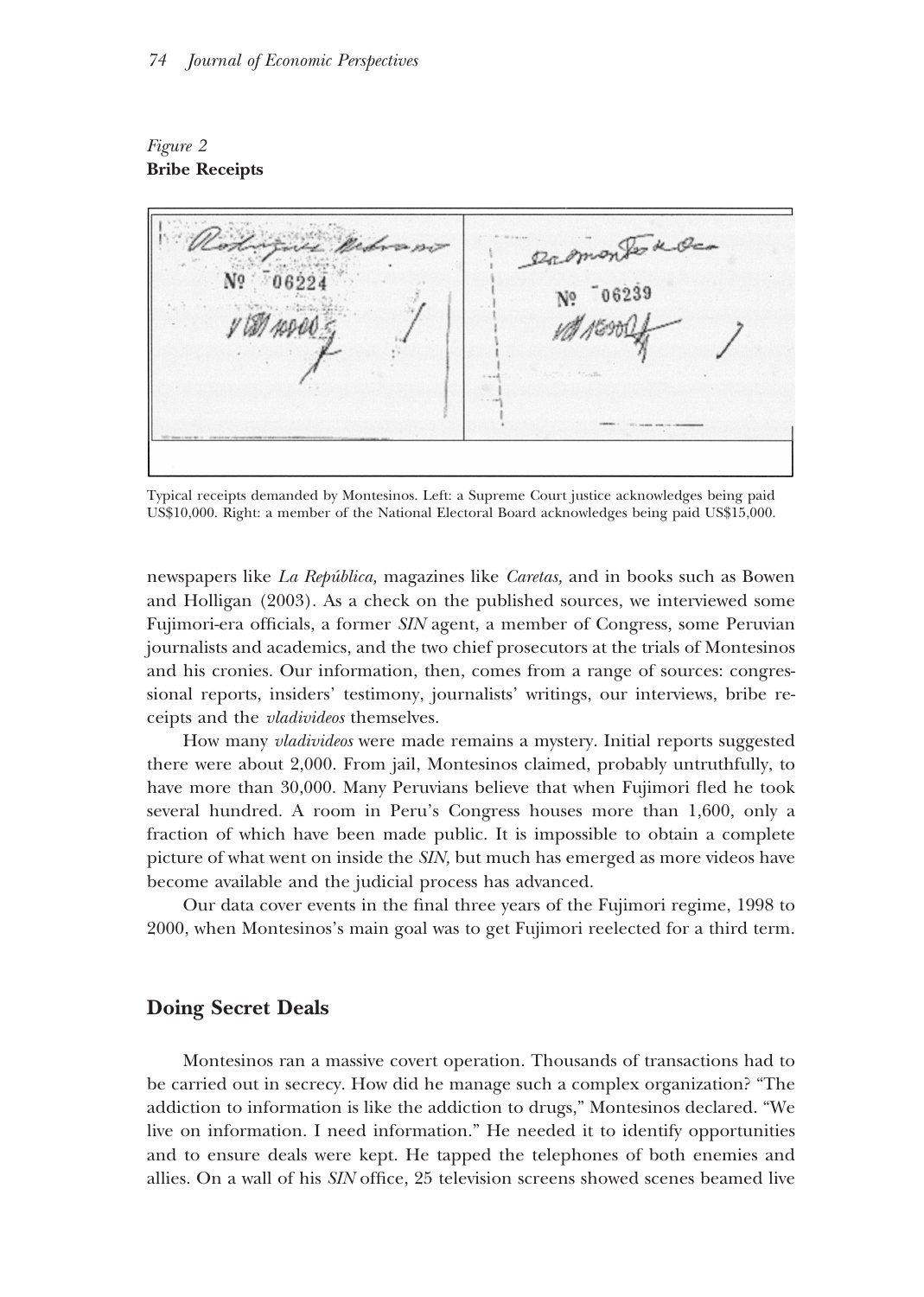*Figure 2*
**Bribe Receipts**

Typical receipts demanded by Montesinos. Left: a Supreme Court justice acknowledges being paid US$10,000. Right: a member of the National Electoral Board acknowledges being paid US$15,000.

newspapers like *La República,* magazines like *Caretas,* and in books such as Bowen and Holligan (2003). As a check on the published sources, we interviewed some Fujimori-era officials, a former *SIN* agent, a member of Congress, some Peruvian journalists and academics, and the two chief prosecutors at the trials of Montesinos and his cronies. Our information, then, comes from a range of sources: congressional reports, insiders' testimony, journalists' writings, our interviews, bribe receipts and the *vladivideos* themselves.

How many *vladivideos* were made remains a mystery. Initial reports suggested there were about 2,000. From jail, Montesinos claimed, probably untruthfully, to have more than 30,000. Many Peruvians believe that when Fujimori fled he took several hundred. A room in Peru's Congress houses more than 1,600, only a fraction of which have been made public. It is impossible to obtain a complete picture of what went on inside the *SIN,* but much has emerged as more videos have become available and the judicial process has advanced.

Our data cover events in the final three years of the Fujimori regime, 1998 to 2000, when Montesinos's main goal was to get Fujimori reelected for a third term.

## Doing Secret Deals

Montesinos ran a massive covert operation. Thousands of transactions had to be carried out in secrecy. How did he manage such a complex organization? "The addiction to information is like the addiction to drugs," Montesinos declared. "We live on information. I need information." He needed it to identify opportunities and to ensure deals were kept. He tapped the telephones of both enemies and allies. On a wall of his *SIN* office, 25 television screens showed scenes beamed live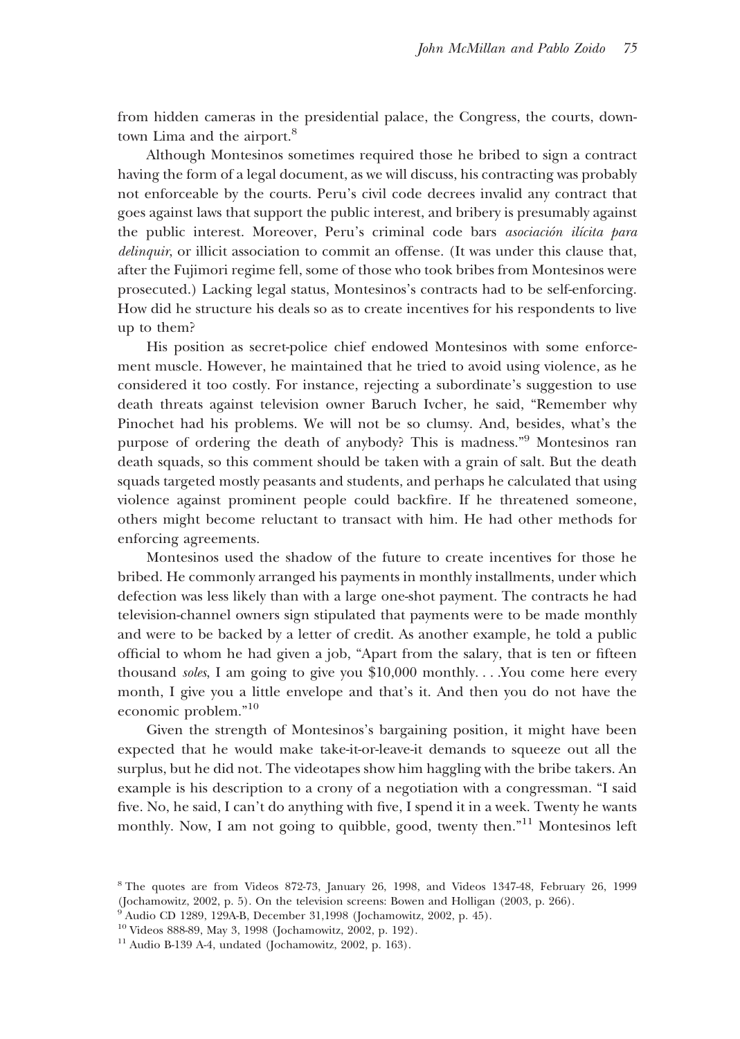from hidden cameras in the presidential palace, the Congress, the courts, downtown Lima and the airport.[8]

Although Montesinos sometimes required those he bribed to sign a contract having the form of a legal document, as we will discuss, his contracting was probably not enforceable by the courts. Peru's civil code decrees invalid any contract that goes against laws that support the public interest, and bribery is presumably against the public interest. Moreover, Peru's criminal code bars *asociación ilícita para delinquir*, or illicit association to commit an offense. (It was under this clause that, after the Fujimori regime fell, some of those who took bribes from Montesinos were prosecuted.) Lacking legal status, Montesinos's contracts had to be self-enforcing. How did he structure his deals so as to create incentives for his respondents to live up to them?

His position as secret-police chief endowed Montesinos with some enforcement muscle. However, he maintained that he tried to avoid using violence, as he considered it too costly. For instance, rejecting a subordinate's suggestion to use death threats against television owner Baruch Ivcher, he said, "Remember why Pinochet had his problems. We will not be so clumsy. And, besides, what's the purpose of ordering the death of anybody? This is madness."[9] Montesinos ran death squads, so this comment should be taken with a grain of salt. But the death squads targeted mostly peasants and students, and perhaps he calculated that using violence against prominent people could backfire. If he threatened someone, others might become reluctant to transact with him. He had other methods for enforcing agreements.

Montesinos used the shadow of the future to create incentives for those he bribed. He commonly arranged his payments in monthly installments, under which defection was less likely than with a large one-shot payment. The contracts he had television-channel owners sign stipulated that payments were to be made monthly and were to be backed by a letter of credit. As another example, he told a public official to whom he had given a job, "Apart from the salary, that is ten or fifteen thousand *soles*, I am going to give you $10,000 monthly. . . .You come here every month, I give you a little envelope and that's it. And then you do not have the economic problem."[10]

Given the strength of Montesinos's bargaining position, it might have been expected that he would make take-it-or-leave-it demands to squeeze out all the surplus, but he did not. The videotapes show him haggling with the bribe takers. An example is his description to a crony of a negotiation with a congressman. "I said five. No, he said, I can't do anything with five, I spend it in a week. Twenty he wants monthly. Now, I am not going to quibble, good, twenty then."[11] Montesinos left

[8] The quotes are from Videos 872-73, January 26, 1998, and Videos 1347-48, February 26, 1999 (Jochamowitz, 2002, p. 5). On the television screens: Bowen and Holligan (2003, p. 266).

[9] Audio CD 1289, 129A-B, December 31,1998 (Jochamowitz, 2002, p. 45).

[10] Videos 888-89, May 3, 1998 (Jochamowitz, 2002, p. 192).

[11] Audio B-139 A-4, undated (Jochamowitz, 2002, p. 163).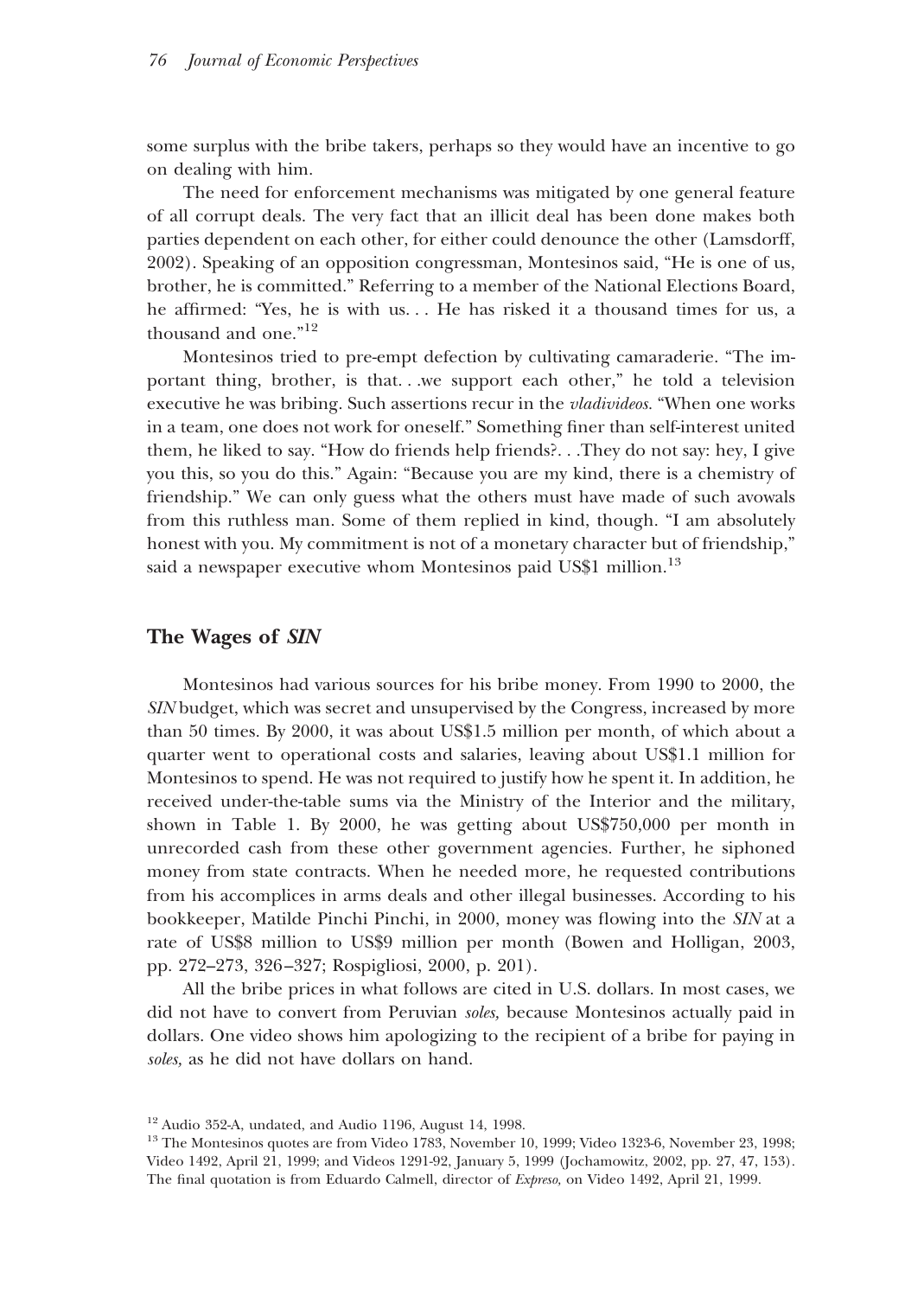some surplus with the bribe takers, perhaps so they would have an incentive to go on dealing with him.

The need for enforcement mechanisms was mitigated by one general feature of all corrupt deals. The very fact that an illicit deal has been done makes both parties dependent on each other, for either could denounce the other (Lamsdorff, 2002). Speaking of an opposition congressman, Montesinos said, "He is one of us, brother, he is committed." Referring to a member of the National Elections Board, he affirmed: "Yes, he is with us. . . He has risked it a thousand times for us, a thousand and one."[12]

Montesinos tried to pre-empt defection by cultivating camaraderie. "The important thing, brother, is that. . .we support each other," he told a television executive he was bribing. Such assertions recur in the *vladivideos.* "When one works in a team, one does not work for oneself." Something finer than self-interest united them, he liked to say. "How do friends help friends?. . .They do not say: hey, I give you this, so you do this." Again: "Because you are my kind, there is a chemistry of friendship." We can only guess what the others must have made of such avowals from this ruthless man. Some of them replied in kind, though. "I am absolutely honest with you. My commitment is not of a monetary character but of friendship," said a newspaper executive whom Montesinos paid US$1 million.[13]

## The Wages of *SIN*

Montesinos had various sources for his bribe money. From 1990 to 2000, the *SIN* budget, which was secret and unsupervised by the Congress, increased by more than 50 times. By 2000, it was about US$1.5 million per month, of which about a quarter went to operational costs and salaries, leaving about US$1.1 million for Montesinos to spend. He was not required to justify how he spent it. In addition, he received under-the-table sums via the Ministry of the Interior and the military, shown in Table 1. By 2000, he was getting about US$750,000 per month in unrecorded cash from these other government agencies. Further, he siphoned money from state contracts. When he needed more, he requested contributions from his accomplices in arms deals and other illegal businesses. According to his bookkeeper, Matilde Pinchi Pinchi, in 2000, money was flowing into the *SIN* at a rate of US$8 million to US$9 million per month (Bowen and Holligan, 2003, pp. 272–273, 326–327; Rospigliosi, 2000, p. 201).

All the bribe prices in what follows are cited in U.S. dollars. In most cases, we did not have to convert from Peruvian *soles,* because Montesinos actually paid in dollars. One video shows him apologizing to the recipient of a bribe for paying in *soles,* as he did not have dollars on hand.

[12] Audio 352-A, undated, and Audio 1196, August 14, 1998.

[13] The Montesinos quotes are from Video 1783, November 10, 1999; Video 1323-6, November 23, 1998; Video 1492, April 21, 1999; and Videos 1291-92, January 5, 1999 (Jochamowitz, 2002, pp. 27, 47, 153). The final quotation is from Eduardo Calmell, director of *Expreso,* on Video 1492, April 21, 1999.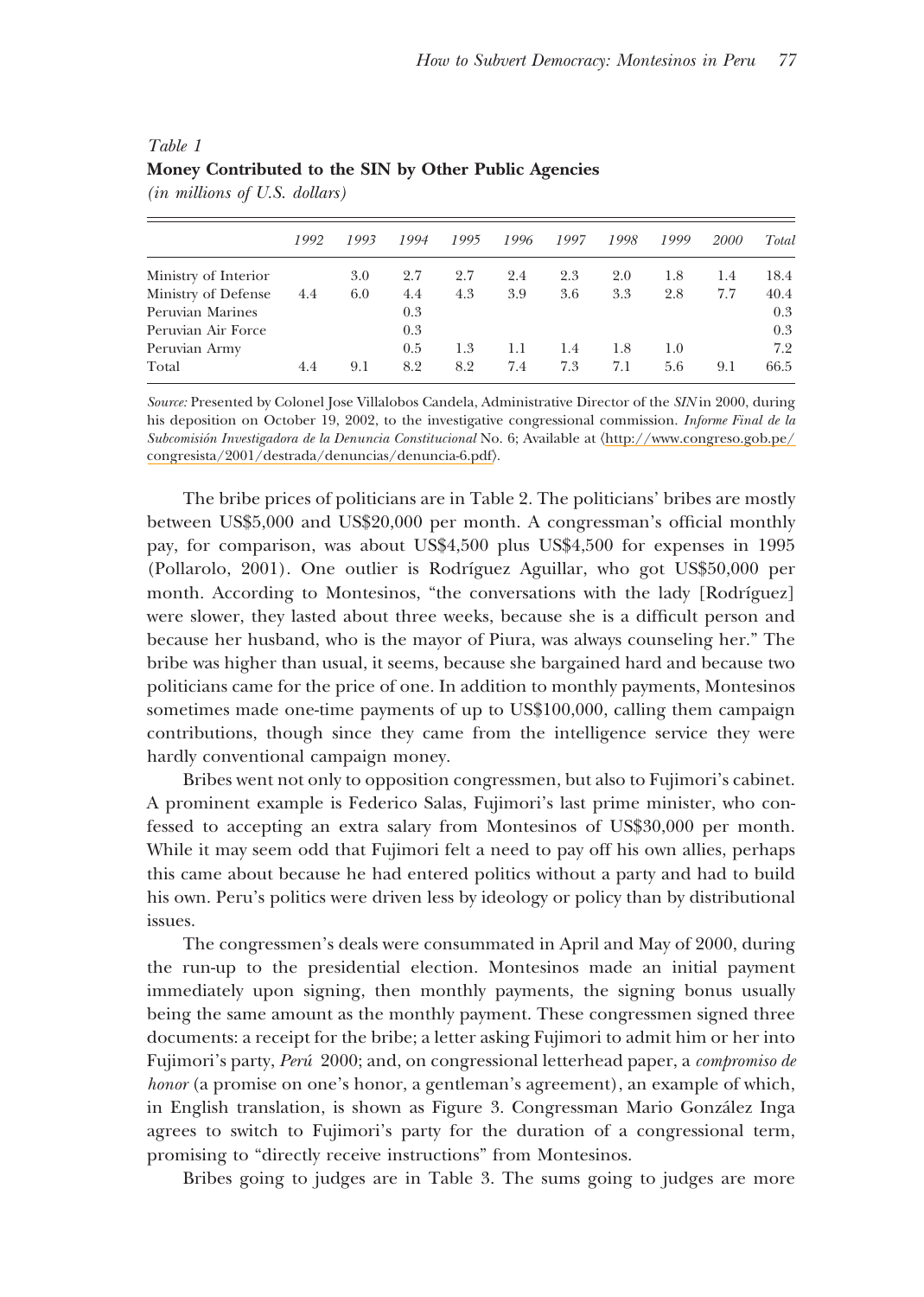*Table 1*
**Money Contributed to the SIN by Other Public Agencies**
*(in millions of U.S. dollars)*

| | *1992* | *1993* | *1994* | *1995* | *1996* | *1997* | *1998* | *1999* | *2000* | *Total* |
|---|---|---|---|---|---|---|---|---|---|---|
| Ministry of Interior | | 3.0 | 2.7 | 2.7 | 2.4 | 2.3 | 2.0 | 1.8 | 1.4 | 18.4 |
| Ministry of Defense | 4.4 | 6.0 | 4.4 | 4.3 | 3.9 | 3.6 | 3.3 | 2.8 | 7.7 | 40.4 |
| Peruvian Marines | | | 0.3 | | | | | | | 0.3 |
| Peruvian Air Force | | | 0.3 | | | | | | | 0.3 |
| Peruvian Army | | | 0.5 | 1.3 | 1.1 | 1.4 | 1.8 | 1.0 | | 7.2 |
| Total | 4.4 | 9.1 | 8.2 | 8.2 | 7.4 | 7.3 | 7.1 | 5.6 | 9.1 | 66.5 |

*Source:* Presented by Colonel Jose Villalobos Candela, Administrative Director of the *SIN* in 2000, during his deposition on October 19, 2002, to the investigative congressional commission. *Informe Final de la Subcomisión Investigadora de la Denuncia Constitucional* No. 6; Available at ⟨http://www.congreso.gob.pe/congresista/2001/destrada/denuncias/denuncia-6.pdf⟩.

The bribe prices of politicians are in Table 2. The politicians' bribes are mostly between US$5,000 and US$20,000 per month. A congressman's official monthly pay, for comparison, was about US$4,500 plus US$4,500 for expenses in 1995 (Pollarolo, 2001). One outlier is Rodríguez Aguillar, who got US$50,000 per month. According to Montesinos, "the conversations with the lady [Rodríguez] were slower, they lasted about three weeks, because she is a difficult person and because her husband, who is the mayor of Piura, was always counseling her." The bribe was higher than usual, it seems, because she bargained hard and because two politicians came for the price of one. In addition to monthly payments, Montesinos sometimes made one-time payments of up to US$100,000, calling them campaign contributions, though since they came from the intelligence service they were hardly conventional campaign money.

Bribes went not only to opposition congressmen, but also to Fujimori's cabinet. A prominent example is Federico Salas, Fujimori's last prime minister, who confessed to accepting an extra salary from Montesinos of US$30,000 per month. While it may seem odd that Fujimori felt a need to pay off his own allies, perhaps this came about because he had entered politics without a party and had to build his own. Peru's politics were driven less by ideology or policy than by distributional issues.

The congressmen's deals were consummated in April and May of 2000, during the run-up to the presidential election. Montesinos made an initial payment immediately upon signing, then monthly payments, the signing bonus usually being the same amount as the monthly payment. These congressmen signed three documents: a receipt for the bribe; a letter asking Fujimori to admit him or her into Fujimori's party, *Perú* 2000; and, on congressional letterhead paper, a *compromiso de honor* (a promise on one's honor, a gentleman's agreement), an example of which, in English translation, is shown as Figure 3. Congressman Mario González Inga agrees to switch to Fujimori's party for the duration of a congressional term, promising to "directly receive instructions" from Montesinos.

Bribes going to judges are in Table 3. The sums going to judges are more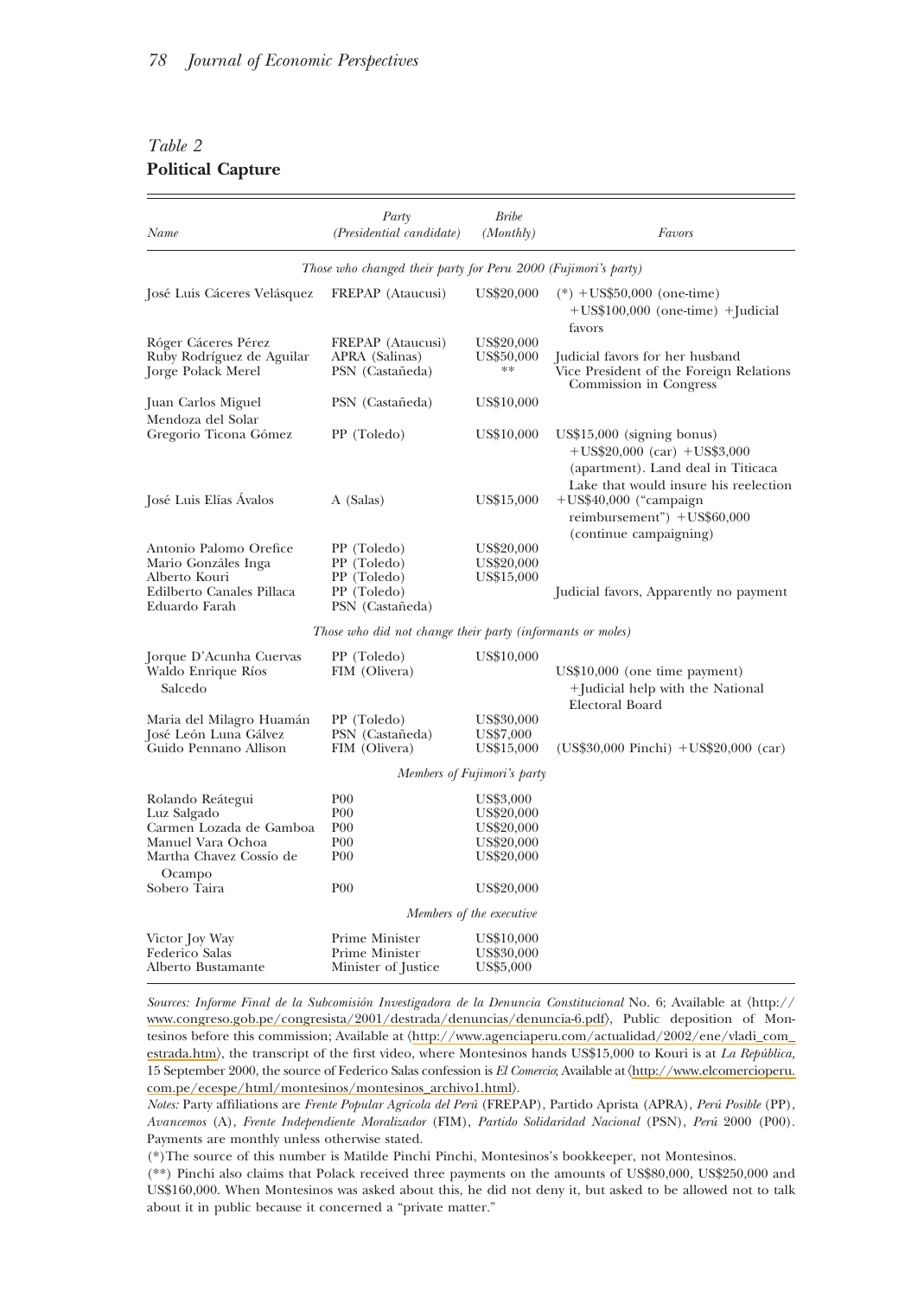*Table 2*
**Political Capture**

| Name | Party (Presidential candidate) | Bribe (Monthly) | Favors |
|---|---|---|---|
| *Those who changed their party for Peru 2000 (Fujimori's party)* | | | |
| José Luis Cáceres Velásquez | FREPAP (Ataucusi) | US$20,000 | (*) +US$50,000 (one-time) +US$100,000 (one-time) +Judicial favors |
| Róger Cáceres Pérez | FREPAP (Ataucusi) | US$20,000 | |
| Ruby Rodríguez de Aguilar | APRA (Salinas) | US$50,000 | Judicial favors for her husband |
| Jorge Polack Merel | PSN (Castañeda) | ** | Vice President of the Foreign Relations Commission in Congress |
| Juan Carlos Miguel Mendoza del Solar | PSN (Castañeda) | US$10,000 | |
| Gregorio Ticona Gómez | PP (Toledo) | US$10,000 | US$15,000 (signing bonus) +US$20,000 (car) +US$3,000 (apartment). Land deal in Titicaca Lake that would insure his reelection |
| José Luis Elías Ávalos | A (Salas) | US$15,000 | +US$40,000 ("campaign reimbursement") +US$60,000 (continue campaigning) |
| Antonio Palomo Orefice | PP (Toledo) | US$20,000 | |
| Mario Gonzáles Inga | PP (Toledo) | US$20,000 | |
| Alberto Kouri | PP (Toledo) | US$15,000 | |
| Edilberto Canales Pillaca | PP (Toledo) | | Judicial favors, Apparently no payment |
| Eduardo Farah | PSN (Castañeda) | | |
| *Those who did not change their party (informants or moles)* | | | |
| Jorque D'Acunha Cuervas | PP (Toledo) | US$10,000 | |
| Waldo Enrique Ríos Salcedo | FIM (Olivera) | | US$10,000 (one time payment) +Judicial help with the National Electoral Board |
| Maria del Milagro Huamán | PP (Toledo) | US$30,000 | |
| José León Luna Gálvez | PSN (Castañeda) | US$7,000 | |
| Guido Pennano Allison | FIM (Olivera) | US$15,000 | (US$30,000 Pinchi) +US$20,000 (car) |
| *Members of Fujimori's party* | | | |
| Rolando Reátegui | P00 | US$3,000 | |
| Luz Salgado | P00 | US$20,000 | |
| Carmen Lozada de Gamboa | P00 | US$20,000 | |
| Manuel Vara Ochoa | P00 | US$20,000 | |
| Martha Chavez Cossío de Ocampo | P00 | US$20,000 | |
| Sobero Taira | P00 | US$20,000 | |
| *Members of the executive* | | | |
| Victor Joy Way | Prime Minister | US$10,000 | |
| Federico Salas | Prime Minister | US$30,000 | |
| Alberto Bustamante | Minister of Justice | US$5,000 | |

*Sources: Informe Final de la Subcomisión Investigadora de la Denuncia Constitucional* No. 6; Available at ⟨http://www.congreso.gob.pe/congresista/2001/destrada/denuncias/denuncia-6.pdf⟩, Public deposition of Montesinos before this commission; Available at ⟨http://www.agenciaperu.com/actualidad/2002/ene/vladi_com_estrada.htm⟩, the transcript of the first video, where Montesinos hands US$15,000 to Kouri is at *La República,* 15 September 2000, the source of Federico Salas confession is *El Comercio*; Available at ⟨http://www.elcomercioperu.com.pe/ecespe/html/montesinos/montesinos_archivo1.html⟩.

*Notes:* Party affiliations are *Frente Popular Agrícola del Perú* (FREPAP), Partido Aprista (APRA), *Perú Posible* (PP), *Avancemos* (A), *Frente Independiente Moralizador* (FIM), *Partido Solidaridad Nacional* (PSN), *Perú* 2000 (P00). Payments are monthly unless otherwise stated.

(*) The source of this number is Matilde Pinchi Pinchi, Montesinos's bookkeeper, not Montesinos.

(**) Pinchi also claims that Polack received three payments on the amounts of US$80,000, US$250,000 and US$160,000. When Montesinos was asked about this, he did not deny it, but asked to be allowed not to talk about it in public because it concerned a "private matter."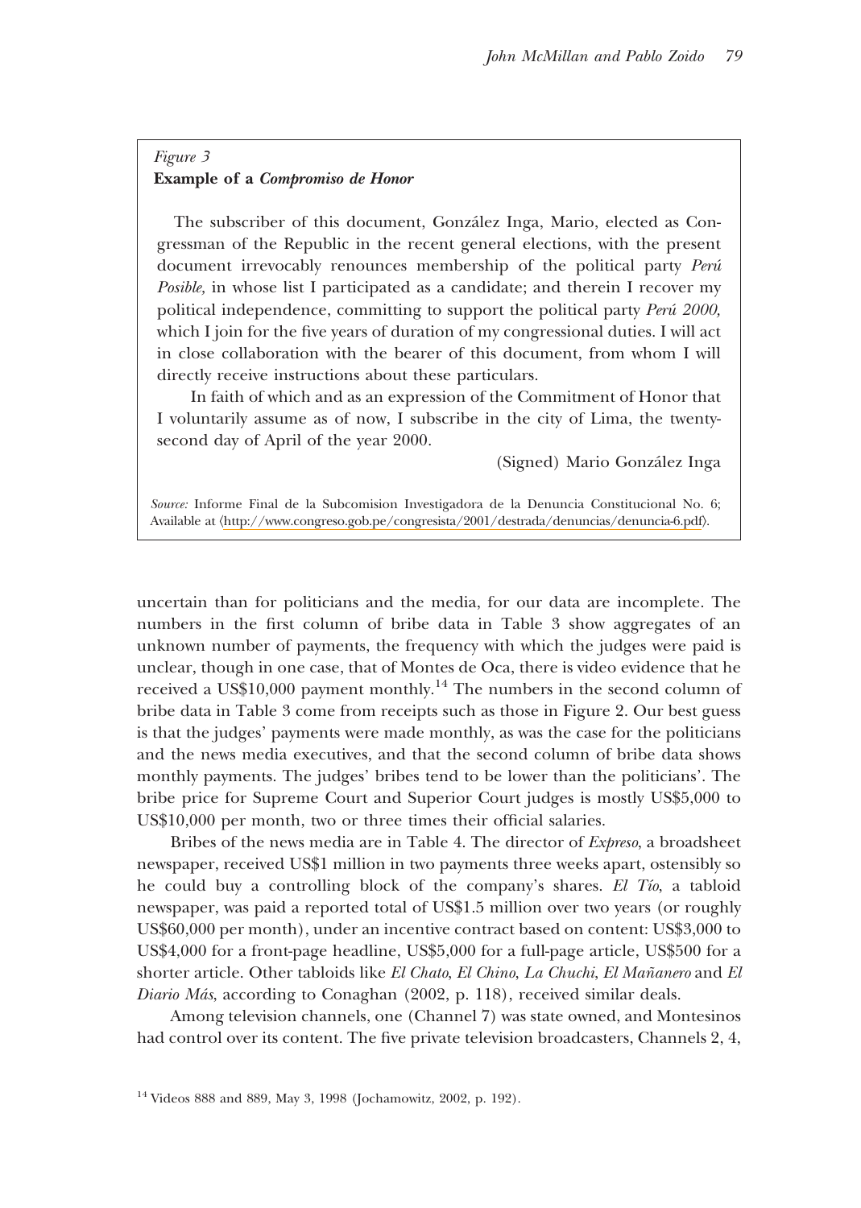*Figure 3*
**Example of a *Compromiso de Honor***

The subscriber of this document, González Inga, Mario, elected as Congressman of the Republic in the recent general elections, with the present document irrevocably renounces membership of the political party *Perú Posible,* in whose list I participated as a candidate; and therein I recover my political independence, committing to support the political party *Perú 2000,* which I join for the five years of duration of my congressional duties. I will act in close collaboration with the bearer of this document, from whom I will directly receive instructions about these particulars.

In faith of which and as an expression of the Commitment of Honor that I voluntarily assume as of now, I subscribe in the city of Lima, the twenty-second day of April of the year 2000.

(Signed) Mario González Inga

*Source:* Informe Final de la Subcomision Investigadora de la Denuncia Constitucional No. 6; Available at ⟨http://www.congreso.gob.pe/congresista/2001/destrada/denuncias/denuncia-6.pdf⟩.

uncertain than for politicians and the media, for our data are incomplete. The numbers in the first column of bribe data in Table 3 show aggregates of an unknown number of payments, the frequency with which the judges were paid is unclear, though in one case, that of Montes de Oca, there is video evidence that he received a US$10,000 payment monthly.[14] The numbers in the second column of bribe data in Table 3 come from receipts such as those in Figure 2. Our best guess is that the judges' payments were made monthly, as was the case for the politicians and the news media executives, and that the second column of bribe data shows monthly payments. The judges' bribes tend to be lower than the politicians'. The bribe price for Supreme Court and Superior Court judges is mostly US$5,000 to US$10,000 per month, two or three times their official salaries.

Bribes of the news media are in Table 4. The director of *Expreso*, a broadsheet newspaper, received US$1 million in two payments three weeks apart, ostensibly so he could buy a controlling block of the company's shares. *El Tío*, a tabloid newspaper, was paid a reported total of US$1.5 million over two years (or roughly US$60,000 per month), under an incentive contract based on content: US$3,000 to US$4,000 for a front-page headline, US$5,000 for a full-page article, US$500 for a shorter article. Other tabloids like *El Chato*, *El Chino*, *La Chuchi*, *El Mañanero* and *El Diario Más*, according to Conaghan (2002, p. 118), received similar deals.

Among television channels, one (Channel 7) was state owned, and Montesinos had control over its content. The five private television broadcasters, Channels 2, 4,

[14] Videos 888 and 889, May 3, 1998 (Jochamowitz, 2002, p. 192).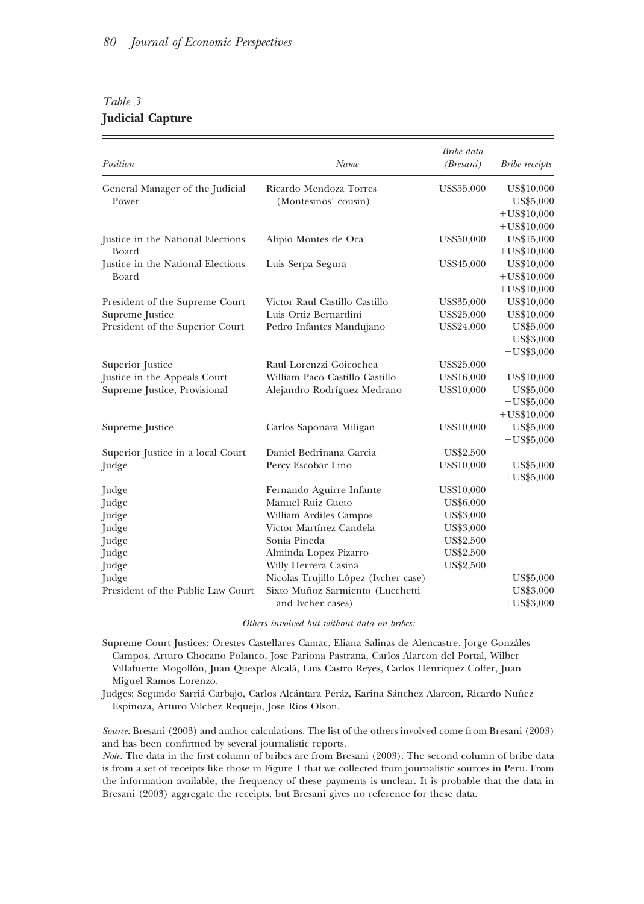*Table 3*
**Judicial Capture**

| Position | Name | Bribe data (Bresani) | Bribe receipts |
|---|---|---|---|
| General Manager of the Judicial Power | Ricardo Mendoza Torres (Montesinos' cousin) | US$55,000 | US$10,000 +US$5,000 +US$10,000 +US$10,000 |
| Justice in the National Elections Board | Alipio Montes de Oca | US$50,000 | US$15,000 +US$10,000 |
| Justice in the National Elections Board | Luis Serpa Segura | US$45,000 | US$10,000 +US$10,000 +US$10,000 |
| President of the Supreme Court | Victor Raul Castillo Castillo | US$35,000 | US$10,000 |
| Supreme Justice | Luis Ortiz Bernardini | US$25,000 | US$10,000 |
| President of the Superior Court | Pedro Infantes Mandujano | US$24,000 | US$5,000 +US$3,000 +US$3,000 |
| Superior Justice | Raul Lorenzzi Goicochea | US$25,000 | |
| Justice in the Appeals Court | William Paco Castillo Castillo | US$16,000 | US$10,000 |
| Supreme Justice, Provisional | Alejandro Rodríguez Medrano | US$10,000 | US$5,000 +US$5,000 +US$10,000 |
| Supreme Justice | Carlos Saponara Miligan | US$10,000 | US$5,000 +US$5,000 |
| Superior Justice in a local Court | Daniel Bedrinana Garcia | US$2,500 | |
| Judge | Percy Escobar Lino | US$10,000 | US$5,000 +US$5,000 |
| Judge | Fernando Aguirre Infante | US$10,000 | |
| Judge | Manuel Ruiz Cueto | US$6,000 | |
| Judge | William Ardiles Campos | US$3,000 | |
| Judge | Victor Martínez Candela | US$3,000 | |
| Judge | Sonia Pineda | US$2,500 | |
| Judge | Alminda Lopez Pizarro | US$2,500 | |
| Judge | Willy Herrera Casina | US$2,500 | |
| Judge | Nicolas Trujillo López (Ivcher case) | | US$5,000 |
| President of the Public Law Court | Sixto Muñoz Sarmiento (Lucchetti and Ivcher cases) | | US$3,000 +US$3,000 |

*Others involved but without data on bribes:*

Supreme Court Justices: Orestes Castellares Camac, Eliana Salinas de Alencastre, Jorge Gonzáles Campos, Arturo Chocano Polanco, Jose Pariona Pastrana, Carlos Alarcon del Portal, Wilber Villafuerte Mogollón, Juan Quespe Alcalá, Luis Castro Reyes, Carlos Henriquez Colfer, Juan Miguel Ramos Lorenzo.

Judges: Segundo Sarriá Carbajo, Carlos Alcántara Peráz, Karina Sánchez Alarcon, Ricardo Nuñez Espinoza, Arturo Vilchez Requejo, Jose Ríos Olson.

*Source:* Bresani (2003) and author calculations. The list of the others involved come from Bresani (2003) and has been confirmed by several journalistic reports.

*Note:* The data in the first column of bribes are from Bresani (2003). The second column of bribe data is from a set of receipts like those in Figure 1 that we collected from journalistic sources in Peru. From the information available, the frequency of these payments is unclear. It is probable that the data in Bresani (2003) aggregate the receipts, but Bresani gives no reference for these data.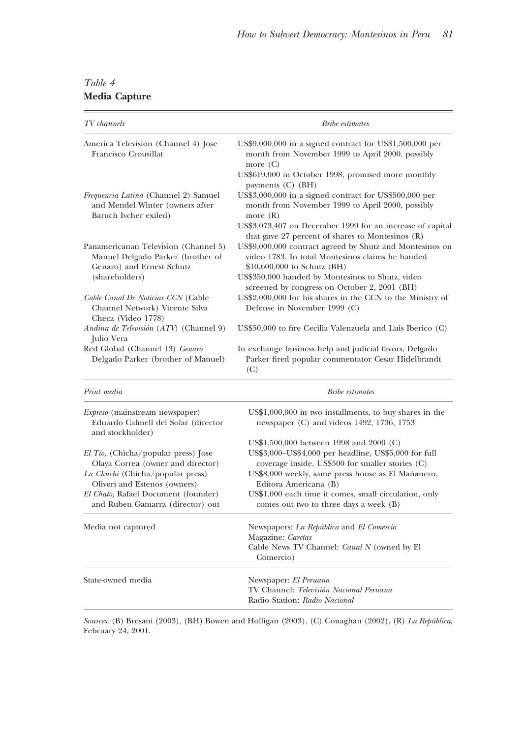*Table 4*
**Media Capture**

| *TV channels* | *Bribe estimates* |
|---|---|
| America Television (Channel 4) Jose Francisco Crousillat | US$9,000,000 in a signed contract for US$1,500,000 per month from November 1999 to April 2000, possibly more (C) |
| | US$619,000 in October 1998, promised more monthly payments (C) (BH) |
| *Frequencia Latina* (Channel 2) Samuel and Mendel Winter (owners after Baruch Ivcher exiled) | US$3,000,000 in a signed contract for US$500,000 per month from November 1999 to April 2000, possibly more (R) |
| | US$3,073,407 on December 1999 for an increase of capital that gave 27 percent of shares to Montesinos (R) |
| Panamericanan Television (Channel 5) Manuel Delgado Parker (brother of Genaro) and Ernest Schutz (shareholders) | US$9,000,000 contract agreed by Shutz and Montesinos on video 1783. In total Montesinos claims he handed $10,600,000 to Schutz (BH) |
| | US$350,000 handed by Montesinos to Shutz, video screened by congress on October 2, 2001 (BH) |
| *Cable Canal De Noticias CCN* (Cable Channel Network) Vicente Silva Checa (Video 1778) | US$2,000,000 for his shares in the CCN to the Ministry of Defense in November 1999 (C) |
| *Andina de Televisión* (*ATV*) (Channel 9) Julio Vera | US$50,000 to fire Cecilia Valenzuela and Luis Iberico (C) |
| Red Global (Channel 13) *Genaro* Delgado Parker (brother of Manuel) | In exchange business help and judicial favors, Delgado Parker fired popular commentator Cesar Hidelbrandt (C) |
| *Print media* | *Bribe estimates* |
| *Expreso* (mainstream newspaper) Eduardo Calmell del Solar (director and stockholder) | US$1,000,000 in two installments, to buy shares in the newspaper (C) and videos 1492, 1736, 1753 |
| | US$1,500,000 between 1998 and 2000 (C) |
| *El Tío,* (Chicha/popular press) Jose Olaya Correa (owner and director) | US$3,000–US$4,000 per headline, US$5,000 for full coverage inside, US$500 for smaller stories (C) |
| *La Chuchi* (Chicha/popular press) Oliveri and Estenos (owners) | US$8,000 weekly, same press house as El Mañanero, Editora Americana (B) |
| *El Chato*, Rafael Document (founder) and Ruben Gamarra (director) out | US$1,000 each time it comes, small circulation, only comes out two to three days a week (B) |
| Media not captured | Newspapers: *La República* and *El Comercio*<br>Magazine: *Caretas*<br>Cable News TV Channel: *Canal N* (owned by El Comercio) |
| State-owned media | Newspaper: *El Peruano*<br>TV Channel: *Televisión Nacional Peruana*<br>Radio Station: *Radio Nacional* |

*Sources:* (B) Bresani (2003), (BH) Bowen and Holligan (2003), (C) Conaghan (2002), (R) *La República,* February 24, 2001.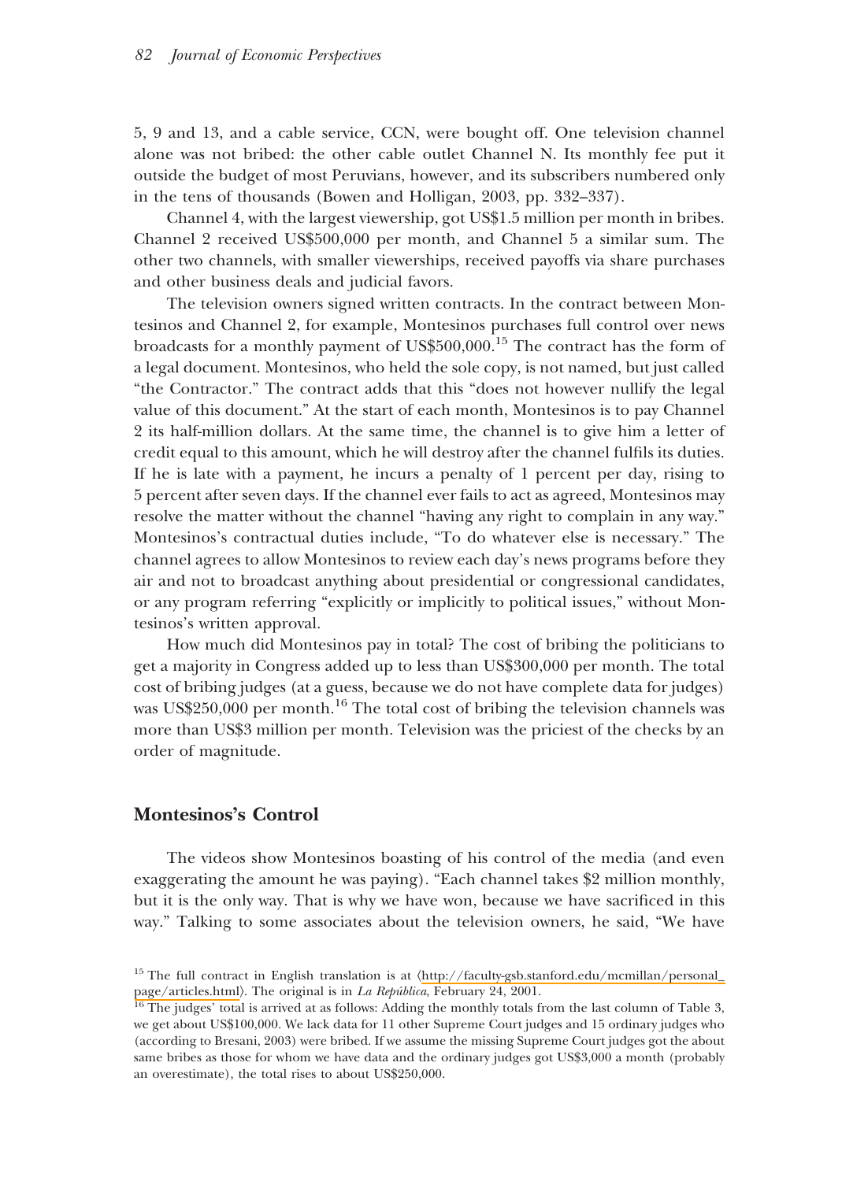5, 9 and 13, and a cable service, CCN, were bought off. One television channel alone was not bribed: the other cable outlet Channel N. Its monthly fee put it outside the budget of most Peruvians, however, and its subscribers numbered only in the tens of thousands (Bowen and Holligan, 2003, pp. 332–337).

Channel 4, with the largest viewership, got US$1.5 million per month in bribes. Channel 2 received US$500,000 per month, and Channel 5 a similar sum. The other two channels, with smaller viewerships, received payoffs via share purchases and other business deals and judicial favors.

The television owners signed written contracts. In the contract between Montesinos and Channel 2, for example, Montesinos purchases full control over news broadcasts for a monthly payment of US$500,000.[15] The contract has the form of a legal document. Montesinos, who held the sole copy, is not named, but just called "the Contractor." The contract adds that this "does not however nullify the legal value of this document." At the start of each month, Montesinos is to pay Channel 2 its half-million dollars. At the same time, the channel is to give him a letter of credit equal to this amount, which he will destroy after the channel fulfils its duties. If he is late with a payment, he incurs a penalty of 1 percent per day, rising to 5 percent after seven days. If the channel ever fails to act as agreed, Montesinos may resolve the matter without the channel "having any right to complain in any way." Montesinos's contractual duties include, "To do whatever else is necessary." The channel agrees to allow Montesinos to review each day's news programs before they air and not to broadcast anything about presidential or congressional candidates, or any program referring "explicitly or implicitly to political issues," without Montesinos's written approval.

How much did Montesinos pay in total? The cost of bribing the politicians to get a majority in Congress added up to less than US$300,000 per month. The total cost of bribing judges (at a guess, because we do not have complete data for judges) was US$250,000 per month.[16] The total cost of bribing the television channels was more than US$3 million per month. Television was the priciest of the checks by an order of magnitude.

## Montesinos's Control

The videos show Montesinos boasting of his control of the media (and even exaggerating the amount he was paying). "Each channel takes $2 million monthly, but it is the only way. That is why we have won, because we have sacrificed in this way." Talking to some associates about the television owners, he said, "We have

---

[15] The full contract in English translation is at ⟨http://faculty-gsb.stanford.edu/mcmillan/personal_page/articles.html⟩. The original is in *La República*, February 24, 2001.

[16] The judges' total is arrived at as follows: Adding the monthly totals from the last column of Table 3, we get about US$100,000. We lack data for 11 other Supreme Court judges and 15 ordinary judges who (according to Bresani, 2003) were bribed. If we assume the missing Supreme Court judges got the about same bribes as those for whom we have data and the ordinary judges got US$3,000 a month (probably an overestimate), the total rises to about US$250,000.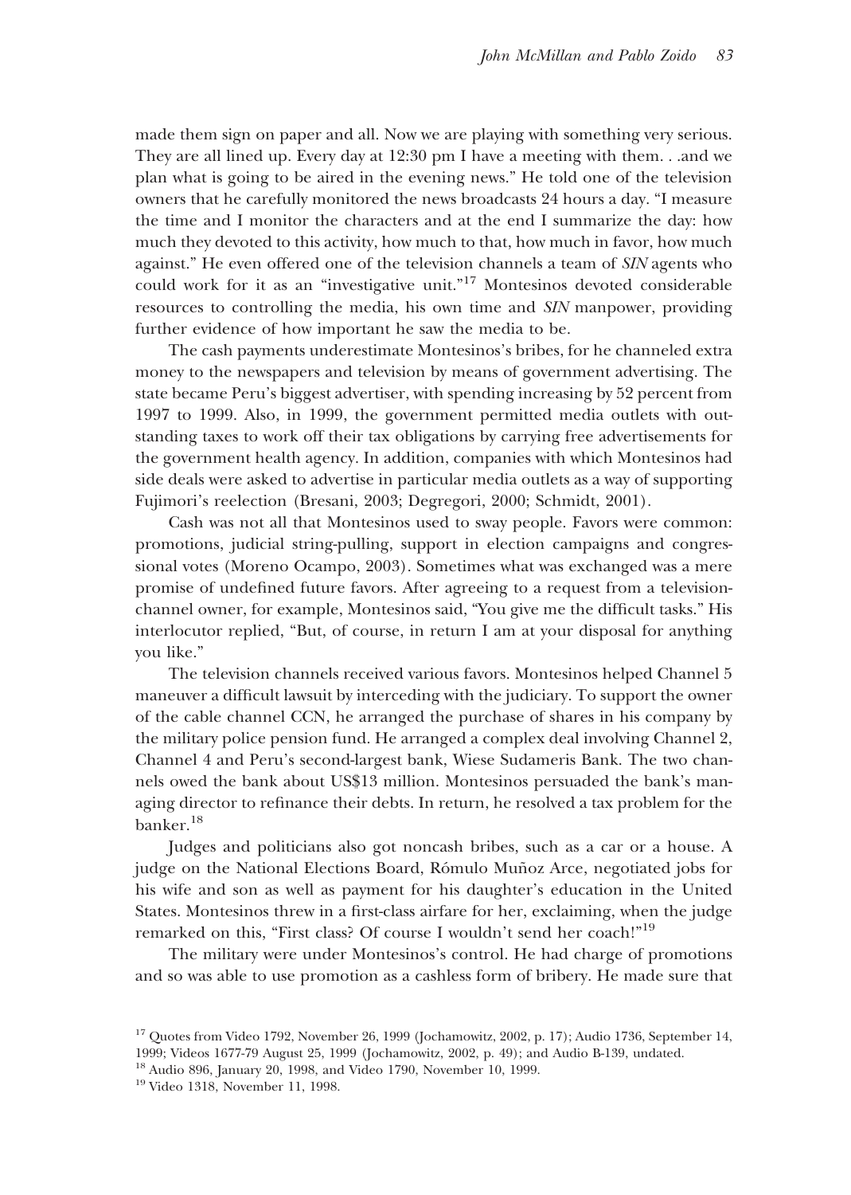made them sign on paper and all. Now we are playing with something very serious. They are all lined up. Every day at 12:30 pm I have a meeting with them. . .and we plan what is going to be aired in the evening news." He told one of the television owners that he carefully monitored the news broadcasts 24 hours a day. "I measure the time and I monitor the characters and at the end I summarize the day: how much they devoted to this activity, how much to that, how much in favor, how much against." He even offered one of the television channels a team of *SIN* agents who could work for it as an "investigative unit."[17] Montesinos devoted considerable resources to controlling the media, his own time and *SIN* manpower, providing further evidence of how important he saw the media to be.

The cash payments underestimate Montesinos's bribes, for he channeled extra money to the newspapers and television by means of government advertising. The state became Peru's biggest advertiser, with spending increasing by 52 percent from 1997 to 1999. Also, in 1999, the government permitted media outlets with outstanding taxes to work off their tax obligations by carrying free advertisements for the government health agency. In addition, companies with which Montesinos had side deals were asked to advertise in particular media outlets as a way of supporting Fujimori's reelection (Bresani, 2003; Degregori, 2000; Schmidt, 2001).

Cash was not all that Montesinos used to sway people. Favors were common: promotions, judicial string-pulling, support in election campaigns and congressional votes (Moreno Ocampo, 2003). Sometimes what was exchanged was a mere promise of undefined future favors. After agreeing to a request from a television-channel owner, for example, Montesinos said, "You give me the difficult tasks." His interlocutor replied, "But, of course, in return I am at your disposal for anything you like."

The television channels received various favors. Montesinos helped Channel 5 maneuver a difficult lawsuit by interceding with the judiciary. To support the owner of the cable channel CCN, he arranged the purchase of shares in his company by the military police pension fund. He arranged a complex deal involving Channel 2, Channel 4 and Peru's second-largest bank, Wiese Sudameris Bank. The two channels owed the bank about US$13 million. Montesinos persuaded the bank's managing director to refinance their debts. In return, he resolved a tax problem for the banker.[18]

Judges and politicians also got noncash bribes, such as a car or a house. A judge on the National Elections Board, Rómulo Muñoz Arce, negotiated jobs for his wife and son as well as payment for his daughter's education in the United States. Montesinos threw in a first-class airfare for her, exclaiming, when the judge remarked on this, "First class? Of course I wouldn't send her coach!"[19]

The military were under Montesinos's control. He had charge of promotions and so was able to use promotion as a cashless form of bribery. He made sure that

---

[17] Quotes from Video 1792, November 26, 1999 (Jochamowitz, 2002, p. 17); Audio 1736, September 14, 1999; Videos 1677-79 August 25, 1999 (Jochamowitz, 2002, p. 49); and Audio B-139, undated.

[18] Audio 896, January 20, 1998, and Video 1790, November 10, 1999.

[19] Video 1318, November 11, 1998.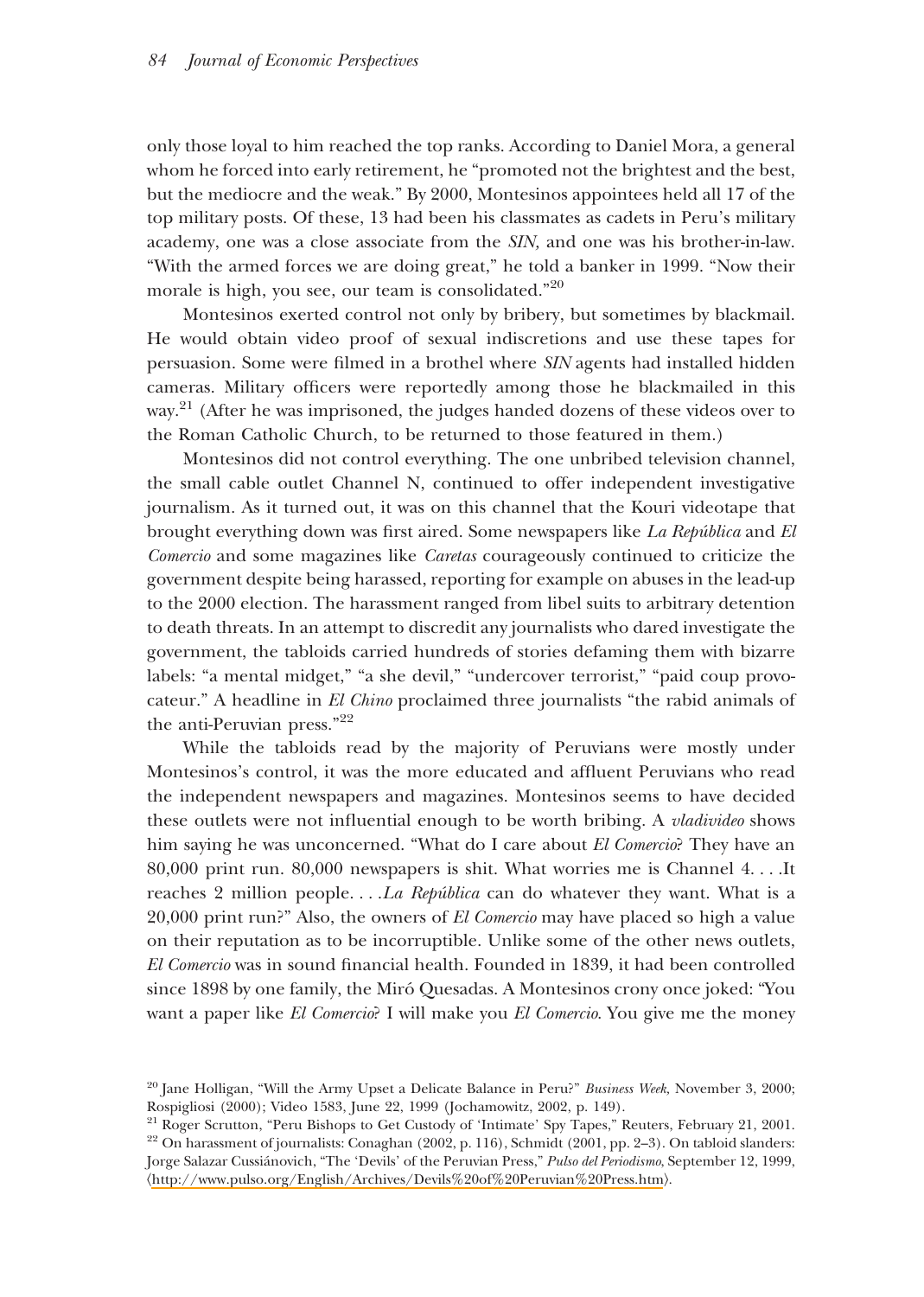only those loyal to him reached the top ranks. According to Daniel Mora, a general whom he forced into early retirement, he "promoted not the brightest and the best, but the mediocre and the weak." By 2000, Montesinos appointees held all 17 of the top military posts. Of these, 13 had been his classmates as cadets in Peru's military academy, one was a close associate from the *SIN,* and one was his brother-in-law. "With the armed forces we are doing great," he told a banker in 1999. "Now their morale is high, you see, our team is consolidated."[20]

Montesinos exerted control not only by bribery, but sometimes by blackmail. He would obtain video proof of sexual indiscretions and use these tapes for persuasion. Some were filmed in a brothel where *SIN* agents had installed hidden cameras. Military officers were reportedly among those he blackmailed in this way.[21] (After he was imprisoned, the judges handed dozens of these videos over to the Roman Catholic Church, to be returned to those featured in them.)

Montesinos did not control everything. The one unbribed television channel, the small cable outlet Channel N, continued to offer independent investigative journalism. As it turned out, it was on this channel that the Kouri videotape that brought everything down was first aired. Some newspapers like *La República* and *El Comercio* and some magazines like *Caretas* courageously continued to criticize the government despite being harassed, reporting for example on abuses in the lead-up to the 2000 election. The harassment ranged from libel suits to arbitrary detention to death threats. In an attempt to discredit any journalists who dared investigate the government, the tabloids carried hundreds of stories defaming them with bizarre labels: "a mental midget," "a she devil," "undercover terrorist," "paid coup provocateur." A headline in *El Chino* proclaimed three journalists "the rabid animals of the anti-Peruvian press."[22]

While the tabloids read by the majority of Peruvians were mostly under Montesinos's control, it was the more educated and affluent Peruvians who read the independent newspapers and magazines. Montesinos seems to have decided these outlets were not influential enough to be worth bribing. A *vladivideo* shows him saying he was unconcerned. "What do I care about *El Comercio*? They have an 80,000 print run. 80,000 newspapers is shit. What worries me is Channel 4. . . .It reaches 2 million people. . . .*La República* can do whatever they want. What is a 20,000 print run?" Also, the owners of *El Comercio* may have placed so high a value on their reputation as to be incorruptible. Unlike some of the other news outlets, *El Comercio* was in sound financial health. Founded in 1839, it had been controlled since 1898 by one family, the Miró Quesadas. A Montesinos crony once joked: "You want a paper like *El Comercio*? I will make you *El Comercio*. You give me the money

---

[20] Jane Holligan, "Will the Army Upset a Delicate Balance in Peru?" *Business Week,* November 3, 2000; Rospigliosi (2000); Video 1583, June 22, 1999 (Jochamowitz, 2002, p. 149).

[21] Roger Scrutton, "Peru Bishops to Get Custody of 'Intimate' Spy Tapes," Reuters, February 21, 2001.

[22] On harassment of journalists: Conaghan (2002, p. 116), Schmidt (2001, pp. 2–3). On tabloid slanders: Jorge Salazar Cussiánovich, "The 'Devils' of the Peruvian Press," *Pulso del Periodismo,* September 12, 1999, ⟨http://www.pulso.org/English/Archives/Devils%20of%20Peruvian%20Press.htm⟩.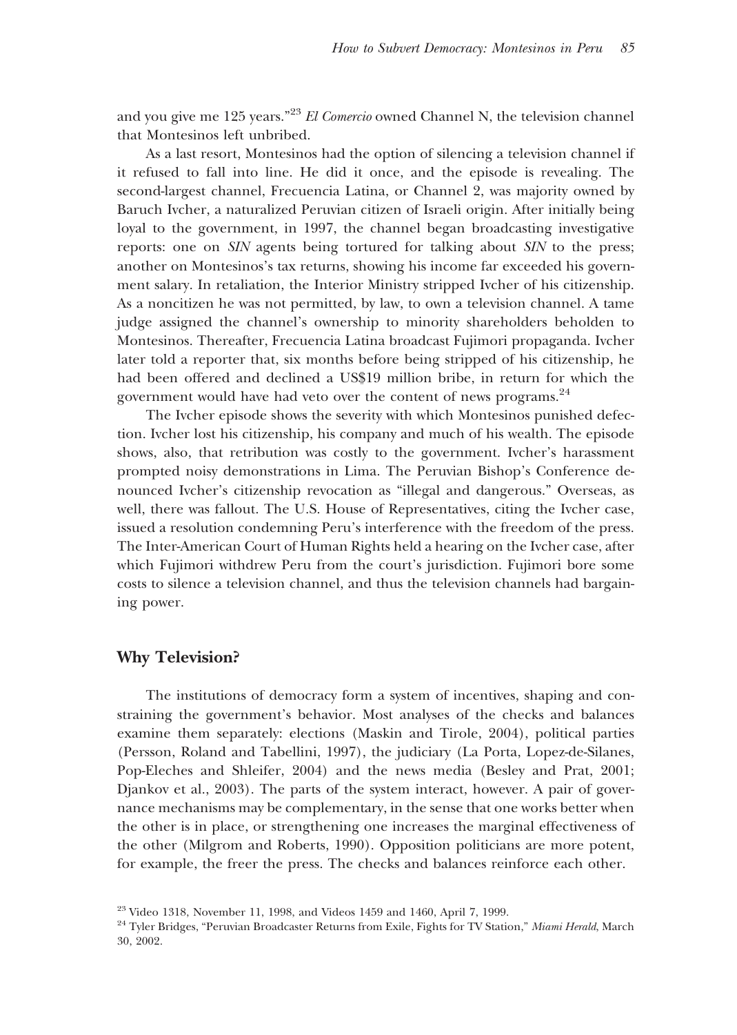and you give me 125 years."[23] *El Comercio* owned Channel N, the television channel that Montesinos left unbribed.

As a last resort, Montesinos had the option of silencing a television channel if it refused to fall into line. He did it once, and the episode is revealing. The second-largest channel, Frecuencia Latina, or Channel 2, was majority owned by Baruch Ivcher, a naturalized Peruvian citizen of Israeli origin. After initially being loyal to the government, in 1997, the channel began broadcasting investigative reports: one on *SIN* agents being tortured for talking about *SIN* to the press; another on Montesinos's tax returns, showing his income far exceeded his government salary. In retaliation, the Interior Ministry stripped Ivcher of his citizenship. As a noncitizen he was not permitted, by law, to own a television channel. A tame judge assigned the channel's ownership to minority shareholders beholden to Montesinos. Thereafter, Frecuencia Latina broadcast Fujimori propaganda. Ivcher later told a reporter that, six months before being stripped of his citizenship, he had been offered and declined a US$19 million bribe, in return for which the government would have had veto over the content of news programs.[24]

The Ivcher episode shows the severity with which Montesinos punished defection. Ivcher lost his citizenship, his company and much of his wealth. The episode shows, also, that retribution was costly to the government. Ivcher's harassment prompted noisy demonstrations in Lima. The Peruvian Bishop's Conference denounced Ivcher's citizenship revocation as "illegal and dangerous." Overseas, as well, there was fallout. The U.S. House of Representatives, citing the Ivcher case, issued a resolution condemning Peru's interference with the freedom of the press. The Inter-American Court of Human Rights held a hearing on the Ivcher case, after which Fujimori withdrew Peru from the court's jurisdiction. Fujimori bore some costs to silence a television channel, and thus the television channels had bargaining power.

## Why Television?

The institutions of democracy form a system of incentives, shaping and constraining the government's behavior. Most analyses of the checks and balances examine them separately: elections (Maskin and Tirole, 2004), political parties (Persson, Roland and Tabellini, 1997), the judiciary (La Porta, Lopez-de-Silanes, Pop-Eleches and Shleifer, 2004) and the news media (Besley and Prat, 2001; Djankov et al., 2003). The parts of the system interact, however. A pair of governance mechanisms may be complementary, in the sense that one works better when the other is in place, or strengthening one increases the marginal effectiveness of the other (Milgrom and Roberts, 1990). Opposition politicians are more potent, for example, the freer the press. The checks and balances reinforce each other.

[23] Video 1318, November 11, 1998, and Videos 1459 and 1460, April 7, 1999.

[24] Tyler Bridges, "Peruvian Broadcaster Returns from Exile, Fights for TV Station," *Miami Herald*, March 30, 2002.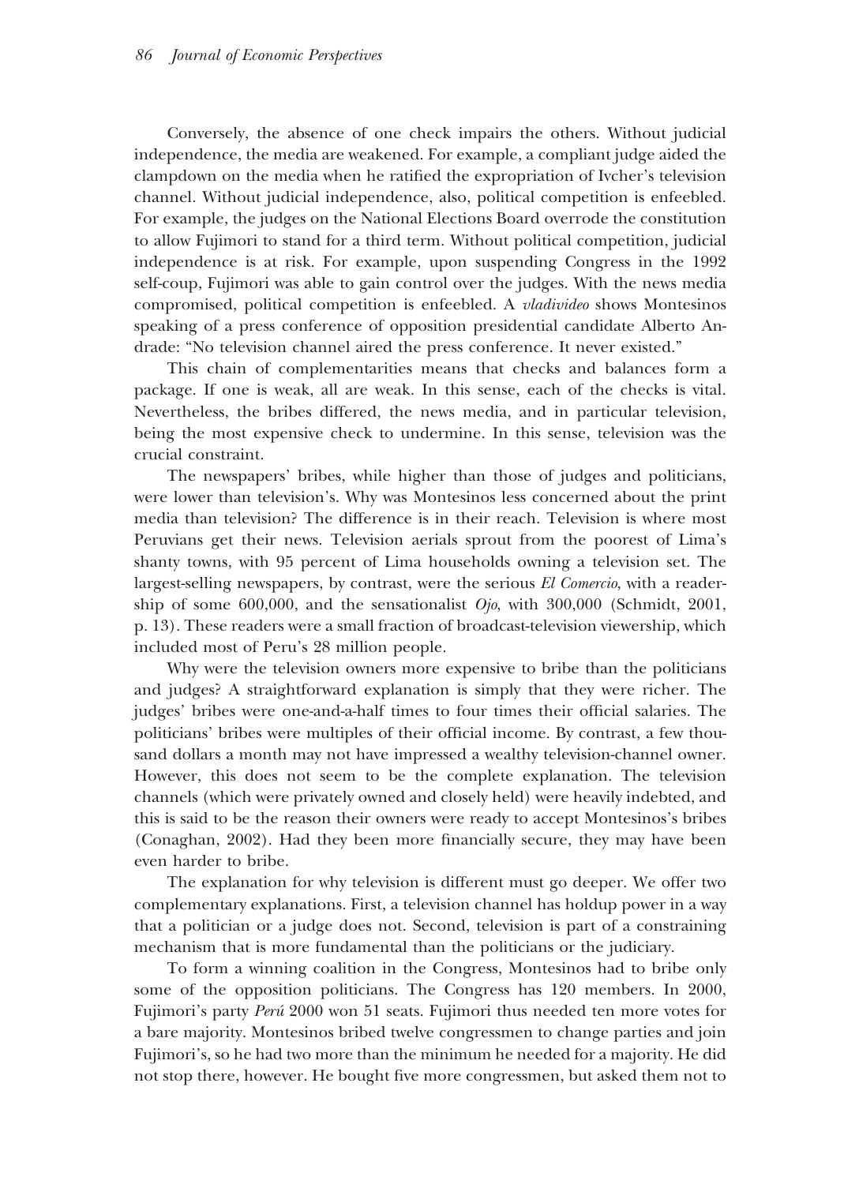Conversely, the absence of one check impairs the others. Without judicial independence, the media are weakened. For example, a compliant judge aided the clampdown on the media when he ratified the expropriation of Ivcher's television channel. Without judicial independence, also, political competition is enfeebled. For example, the judges on the National Elections Board overrode the constitution to allow Fujimori to stand for a third term. Without political competition, judicial independence is at risk. For example, upon suspending Congress in the 1992 self-coup, Fujimori was able to gain control over the judges. With the news media compromised, political competition is enfeebled. A *vladivideo* shows Montesinos speaking of a press conference of opposition presidential candidate Alberto Andrade: "No television channel aired the press conference. It never existed."

This chain of complementarities means that checks and balances form a package. If one is weak, all are weak. In this sense, each of the checks is vital. Nevertheless, the bribes differed, the news media, and in particular television, being the most expensive check to undermine. In this sense, television was the crucial constraint.

The newspapers' bribes, while higher than those of judges and politicians, were lower than television's. Why was Montesinos less concerned about the print media than television? The difference is in their reach. Television is where most Peruvians get their news. Television aerials sprout from the poorest of Lima's shanty towns, with 95 percent of Lima households owning a television set. The largest-selling newspapers, by contrast, were the serious *El Comercio*, with a readership of some 600,000, and the sensationalist *Ojo*, with 300,000 (Schmidt, 2001, p. 13). These readers were a small fraction of broadcast-television viewership, which included most of Peru's 28 million people.

Why were the television owners more expensive to bribe than the politicians and judges? A straightforward explanation is simply that they were richer. The judges' bribes were one-and-a-half times to four times their official salaries. The politicians' bribes were multiples of their official income. By contrast, a few thousand dollars a month may not have impressed a wealthy television-channel owner. However, this does not seem to be the complete explanation. The television channels (which were privately owned and closely held) were heavily indebted, and this is said to be the reason their owners were ready to accept Montesinos's bribes (Conaghan, 2002). Had they been more financially secure, they may have been even harder to bribe.

The explanation for why television is different must go deeper. We offer two complementary explanations. First, a television channel has holdup power in a way that a politician or a judge does not. Second, television is part of a constraining mechanism that is more fundamental than the politicians or the judiciary.

To form a winning coalition in the Congress, Montesinos had to bribe only some of the opposition politicians. The Congress has 120 members. In 2000, Fujimori's party *Perú* 2000 won 51 seats. Fujimori thus needed ten more votes for a bare majority. Montesinos bribed twelve congressmen to change parties and join Fujimori's, so he had two more than the minimum he needed for a majority. He did not stop there, however. He bought five more congressmen, but asked them not to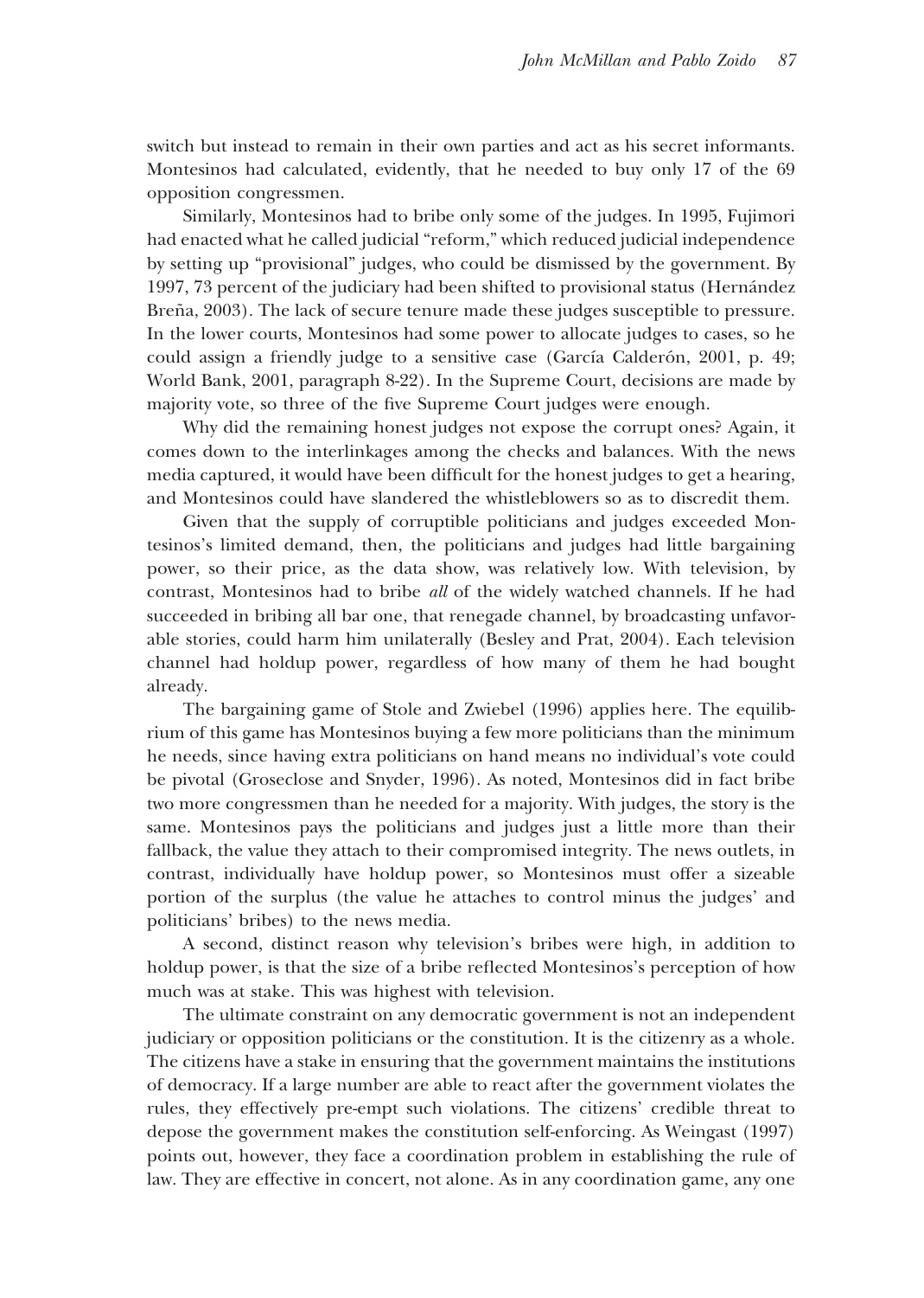switch but instead to remain in their own parties and act as his secret informants. Montesinos had calculated, evidently, that he needed to buy only 17 of the 69 opposition congressmen.

Similarly, Montesinos had to bribe only some of the judges. In 1995, Fujimori had enacted what he called judicial "reform," which reduced judicial independence by setting up "provisional" judges, who could be dismissed by the government. By 1997, 73 percent of the judiciary had been shifted to provisional status (Hernández Breña, 2003). The lack of secure tenure made these judges susceptible to pressure. In the lower courts, Montesinos had some power to allocate judges to cases, so he could assign a friendly judge to a sensitive case (García Calderón, 2001, p. 49; World Bank, 2001, paragraph 8-22). In the Supreme Court, decisions are made by majority vote, so three of the five Supreme Court judges were enough.

Why did the remaining honest judges not expose the corrupt ones? Again, it comes down to the interlinkages among the checks and balances. With the news media captured, it would have been difficult for the honest judges to get a hearing, and Montesinos could have slandered the whistleblowers so as to discredit them.

Given that the supply of corruptible politicians and judges exceeded Montesinos's limited demand, then, the politicians and judges had little bargaining power, so their price, as the data show, was relatively low. With television, by contrast, Montesinos had to bribe *all* of the widely watched channels. If he had succeeded in bribing all bar one, that renegade channel, by broadcasting unfavorable stories, could harm him unilaterally (Besley and Prat, 2004). Each television channel had holdup power, regardless of how many of them he had bought already.

The bargaining game of Stole and Zwiebel (1996) applies here. The equilibrium of this game has Montesinos buying a few more politicians than the minimum he needs, since having extra politicians on hand means no individual's vote could be pivotal (Groseclose and Snyder, 1996). As noted, Montesinos did in fact bribe two more congressmen than he needed for a majority. With judges, the story is the same. Montesinos pays the politicians and judges just a little more than their fallback, the value they attach to their compromised integrity. The news outlets, in contrast, individually have holdup power, so Montesinos must offer a sizeable portion of the surplus (the value he attaches to control minus the judges' and politicians' bribes) to the news media.

A second, distinct reason why television's bribes were high, in addition to holdup power, is that the size of a bribe reflected Montesinos's perception of how much was at stake. This was highest with television.

The ultimate constraint on any democratic government is not an independent judiciary or opposition politicians or the constitution. It is the citizenry as a whole. The citizens have a stake in ensuring that the government maintains the institutions of democracy. If a large number are able to react after the government violates the rules, they effectively pre-empt such violations. The citizens' credible threat to depose the government makes the constitution self-enforcing. As Weingast (1997) points out, however, they face a coordination problem in establishing the rule of law. They are effective in concert, not alone. As in any coordination game, any one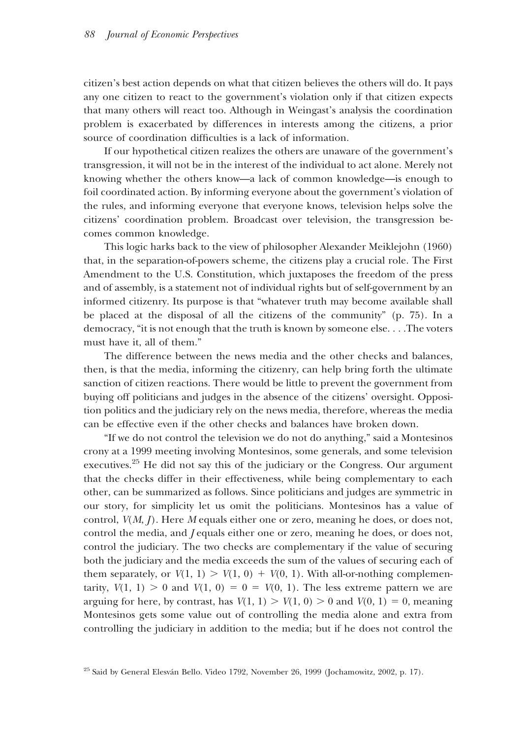citizen's best action depends on what that citizen believes the others will do. It pays any one citizen to react to the government's violation only if that citizen expects that many others will react too. Although in Weingast's analysis the coordination problem is exacerbated by differences in interests among the citizens, a prior source of coordination difficulties is a lack of information.

If our hypothetical citizen realizes the others are unaware of the government's transgression, it will not be in the interest of the individual to act alone. Merely not knowing whether the others know—a lack of common knowledge—is enough to foil coordinated action. By informing everyone about the government's violation of the rules, and informing everyone that everyone knows, television helps solve the citizens' coordination problem. Broadcast over television, the transgression becomes common knowledge.

This logic harks back to the view of philosopher Alexander Meiklejohn (1960) that, in the separation-of-powers scheme, the citizens play a crucial role. The First Amendment to the U.S. Constitution, which juxtaposes the freedom of the press and of assembly, is a statement not of individual rights but of self-government by an informed citizenry. Its purpose is that "whatever truth may become available shall be placed at the disposal of all the citizens of the community" (p. 75). In a democracy, "it is not enough that the truth is known by someone else. . . .The voters must have it, all of them."

The difference between the news media and the other checks and balances, then, is that the media, informing the citizenry, can help bring forth the ultimate sanction of citizen reactions. There would be little to prevent the government from buying off politicians and judges in the absence of the citizens' oversight. Opposition politics and the judiciary rely on the news media, therefore, whereas the media can be effective even if the other checks and balances have broken down.

"If we do not control the television we do not do anything," said a Montesinos crony at a 1999 meeting involving Montesinos, some generals, and some television executives.[25] He did not say this of the judiciary or the Congress. Our argument that the checks differ in their effectiveness, while being complementary to each other, can be summarized as follows. Since politicians and judges are symmetric in our story, for simplicity let us omit the politicians. Montesinos has a value of control, $V(M, J)$. Here $M$ equals either one or zero, meaning he does, or does not, control the media, and $J$ equals either one or zero, meaning he does, or does not, control the judiciary. The two checks are complementary if the value of securing both the judiciary and the media exceeds the sum of the values of securing each of them separately, or $V(1, 1) > V(1, 0) + V(0, 1)$. With all-or-nothing complementarity, $V(1, 1) > 0$ and $V(1, 0) = 0 = V(0, 1)$. The less extreme pattern we are arguing for here, by contrast, has $V(1, 1) > V(1, 0) > 0$ and $V(0, 1) = 0$, meaning Montesinos gets some value out of controlling the media alone and extra from controlling the judiciary in addition to the media; but if he does not control the

[25] Said by General Elesván Bello. Video 1792, November 26, 1999 (Jochamowitz, 2002, p. 17).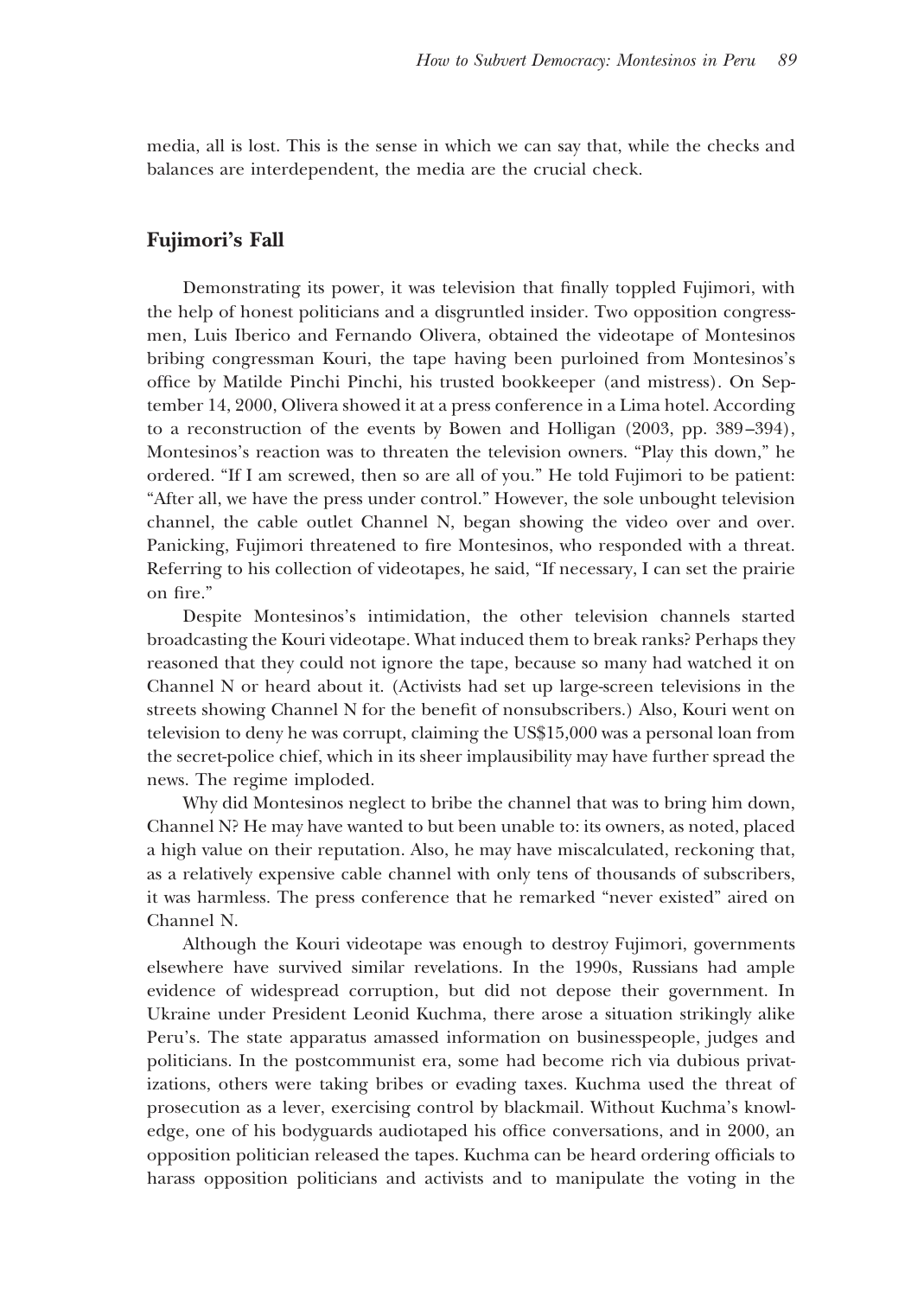media, all is lost. This is the sense in which we can say that, while the checks and balances are interdependent, the media are the crucial check.

## Fujimori's Fall

Demonstrating its power, it was television that finally toppled Fujimori, with the help of honest politicians and a disgruntled insider. Two opposition congressmen, Luis Iberico and Fernando Olivera, obtained the videotape of Montesinos bribing congressman Kouri, the tape having been purloined from Montesinos's office by Matilde Pinchi Pinchi, his trusted bookkeeper (and mistress). On September 14, 2000, Olivera showed it at a press conference in a Lima hotel. According to a reconstruction of the events by Bowen and Holligan (2003, pp. 389–394), Montesinos's reaction was to threaten the television owners. "Play this down," he ordered. "If I am screwed, then so are all of you." He told Fujimori to be patient: "After all, we have the press under control." However, the sole unbought television channel, the cable outlet Channel N, began showing the video over and over. Panicking, Fujimori threatened to fire Montesinos, who responded with a threat. Referring to his collection of videotapes, he said, "If necessary, I can set the prairie on fire."

Despite Montesinos's intimidation, the other television channels started broadcasting the Kouri videotape. What induced them to break ranks? Perhaps they reasoned that they could not ignore the tape, because so many had watched it on Channel N or heard about it. (Activists had set up large-screen televisions in the streets showing Channel N for the benefit of nonsubscribers.) Also, Kouri went on television to deny he was corrupt, claiming the US$15,000 was a personal loan from the secret-police chief, which in its sheer implausibility may have further spread the news. The regime imploded.

Why did Montesinos neglect to bribe the channel that was to bring him down, Channel N? He may have wanted to but been unable to: its owners, as noted, placed a high value on their reputation. Also, he may have miscalculated, reckoning that, as a relatively expensive cable channel with only tens of thousands of subscribers, it was harmless. The press conference that he remarked "never existed" aired on Channel N.

Although the Kouri videotape was enough to destroy Fujimori, governments elsewhere have survived similar revelations. In the 1990s, Russians had ample evidence of widespread corruption, but did not depose their government. In Ukraine under President Leonid Kuchma, there arose a situation strikingly alike Peru's. The state apparatus amassed information on businesspeople, judges and politicians. In the postcommunist era, some had become rich via dubious privatizations, others were taking bribes or evading taxes. Kuchma used the threat of prosecution as a lever, exercising control by blackmail. Without Kuchma's knowledge, one of his bodyguards audiotaped his office conversations, and in 2000, an opposition politician released the tapes. Kuchma can be heard ordering officials to harass opposition politicians and activists and to manipulate the voting in the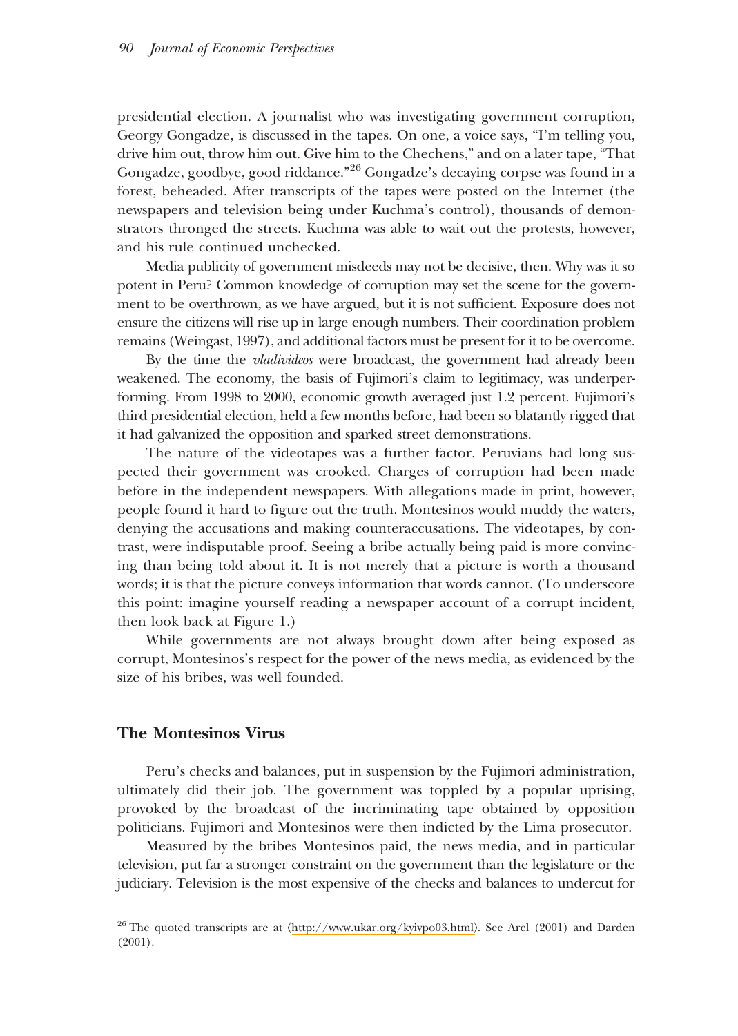presidential election. A journalist who was investigating government corruption, Georgy Gongadze, is discussed in the tapes. On one, a voice says, "I'm telling you, drive him out, throw him out. Give him to the Chechens," and on a later tape, "That Gongadze, goodbye, good riddance."[26] Gongadze's decaying corpse was found in a forest, beheaded. After transcripts of the tapes were posted on the Internet (the newspapers and television being under Kuchma's control), thousands of demonstrators thronged the streets. Kuchma was able to wait out the protests, however, and his rule continued unchecked.

Media publicity of government misdeeds may not be decisive, then. Why was it so potent in Peru? Common knowledge of corruption may set the scene for the government to be overthrown, as we have argued, but it is not sufficient. Exposure does not ensure the citizens will rise up in large enough numbers. Their coordination problem remains (Weingast, 1997), and additional factors must be present for it to be overcome.

By the time the *vladivideos* were broadcast, the government had already been weakened. The economy, the basis of Fujimori's claim to legitimacy, was underperforming. From 1998 to 2000, economic growth averaged just 1.2 percent. Fujimori's third presidential election, held a few months before, had been so blatantly rigged that it had galvanized the opposition and sparked street demonstrations.

The nature of the videotapes was a further factor. Peruvians had long suspected their government was crooked. Charges of corruption had been made before in the independent newspapers. With allegations made in print, however, people found it hard to figure out the truth. Montesinos would muddy the waters, denying the accusations and making counteraccusations. The videotapes, by contrast, were indisputable proof. Seeing a bribe actually being paid is more convincing than being told about it. It is not merely that a picture is worth a thousand words; it is that the picture conveys information that words cannot. (To underscore this point: imagine yourself reading a newspaper account of a corrupt incident, then look back at Figure 1.)

While governments are not always brought down after being exposed as corrupt, Montesinos's respect for the power of the news media, as evidenced by the size of his bribes, was well founded.

## The Montesinos Virus

Peru's checks and balances, put in suspension by the Fujimori administration, ultimately did their job. The government was toppled by a popular uprising, provoked by the broadcast of the incriminating tape obtained by opposition politicians. Fujimori and Montesinos were then indicted by the Lima prosecutor.

Measured by the bribes Montesinos paid, the news media, and in particular television, put far a stronger constraint on the government than the legislature or the judiciary. Television is the most expensive of the checks and balances to undercut for

[26] The quoted transcripts are at ⟨http://www.ukar.org/kyivpo03.html⟩. See Arel (2001) and Darden (2001).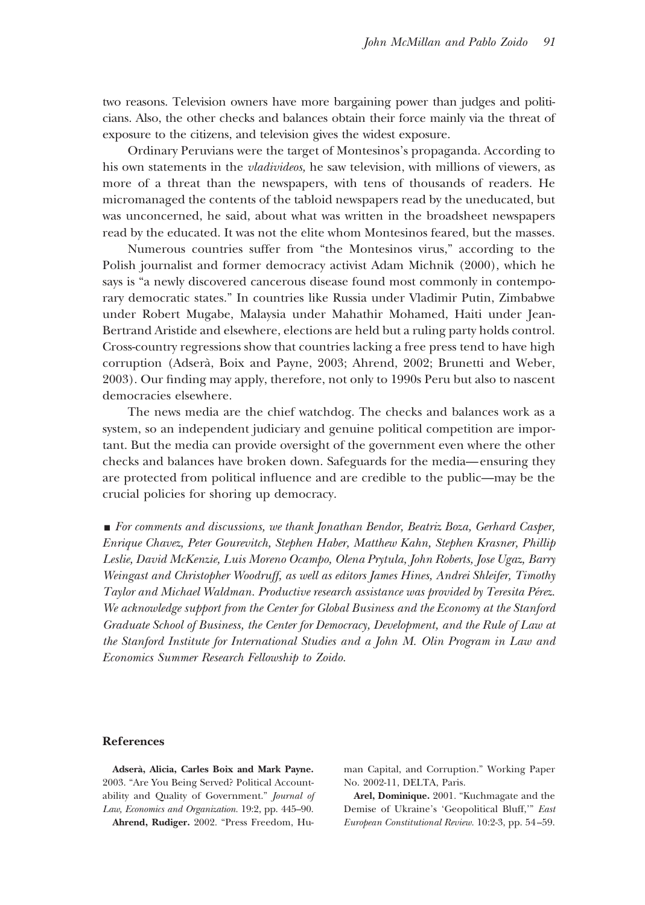two reasons. Television owners have more bargaining power than judges and politicians. Also, the other checks and balances obtain their force mainly via the threat of exposure to the citizens, and television gives the widest exposure.

Ordinary Peruvians were the target of Montesinos's propaganda. According to his own statements in the *vladivideos,* he saw television, with millions of viewers, as more of a threat than the newspapers, with tens of thousands of readers. He micromanaged the contents of the tabloid newspapers read by the uneducated, but was unconcerned, he said, about what was written in the broadsheet newspapers read by the educated. It was not the elite whom Montesinos feared, but the masses.

Numerous countries suffer from "the Montesinos virus," according to the Polish journalist and former democracy activist Adam Michnik (2000), which he says is "a newly discovered cancerous disease found most commonly in contemporary democratic states." In countries like Russia under Vladimir Putin, Zimbabwe under Robert Mugabe, Malaysia under Mahathir Mohamed, Haiti under Jean-Bertrand Aristide and elsewhere, elections are held but a ruling party holds control. Cross-country regressions show that countries lacking a free press tend to have high corruption (Adserà, Boix and Payne, 2003; Ahrend, 2002; Brunetti and Weber, 2003). Our finding may apply, therefore, not only to 1990s Peru but also to nascent democracies elsewhere.

The news media are the chief watchdog. The checks and balances work as a system, so an independent judiciary and genuine political competition are important. But the media can provide oversight of the government even where the other checks and balances have broken down. Safeguards for the media—ensuring they are protected from political influence and are credible to the public—may be the crucial policies for shoring up democracy.

■ *For comments and discussions, we thank Jonathan Bendor, Beatriz Boza, Gerhard Casper, Enrique Chavez, Peter Gourevitch, Stephen Haber, Matthew Kahn, Stephen Krasner, Phillip Leslie, David McKenzie, Luis Moreno Ocampo, Olena Prytula, John Roberts, Jose Ugaz, Barry Weingast and Christopher Woodruff, as well as editors James Hines, Andrei Shleifer, Timothy Taylor and Michael Waldman. Productive research assistance was provided by Teresita Pérez. We acknowledge support from the Center for Global Business and the Economy at the Stanford Graduate School of Business, the Center for Democracy, Development, and the Rule of Law at the Stanford Institute for International Studies and a John M. Olin Program in Law and Economics Summer Research Fellowship to Zoido.*

## References

**Adserà, Alicia, Carles Boix and Mark Payne.** 2003. "Are You Being Served? Political Accountability and Quality of Government." *Journal of Law, Economics and Organization.* 19:2, pp. 445–90.

**Ahrend, Rudiger.** 2002. "Press Freedom, Human Capital, and Corruption." Working Paper No. 2002-11, DELTA, Paris.

**Arel, Dominique.** 2001. "Kuchmagate and the Demise of Ukraine's 'Geopolitical Bluff,'" *East European Constitutional Review.* 10:2-3, pp. 54–59.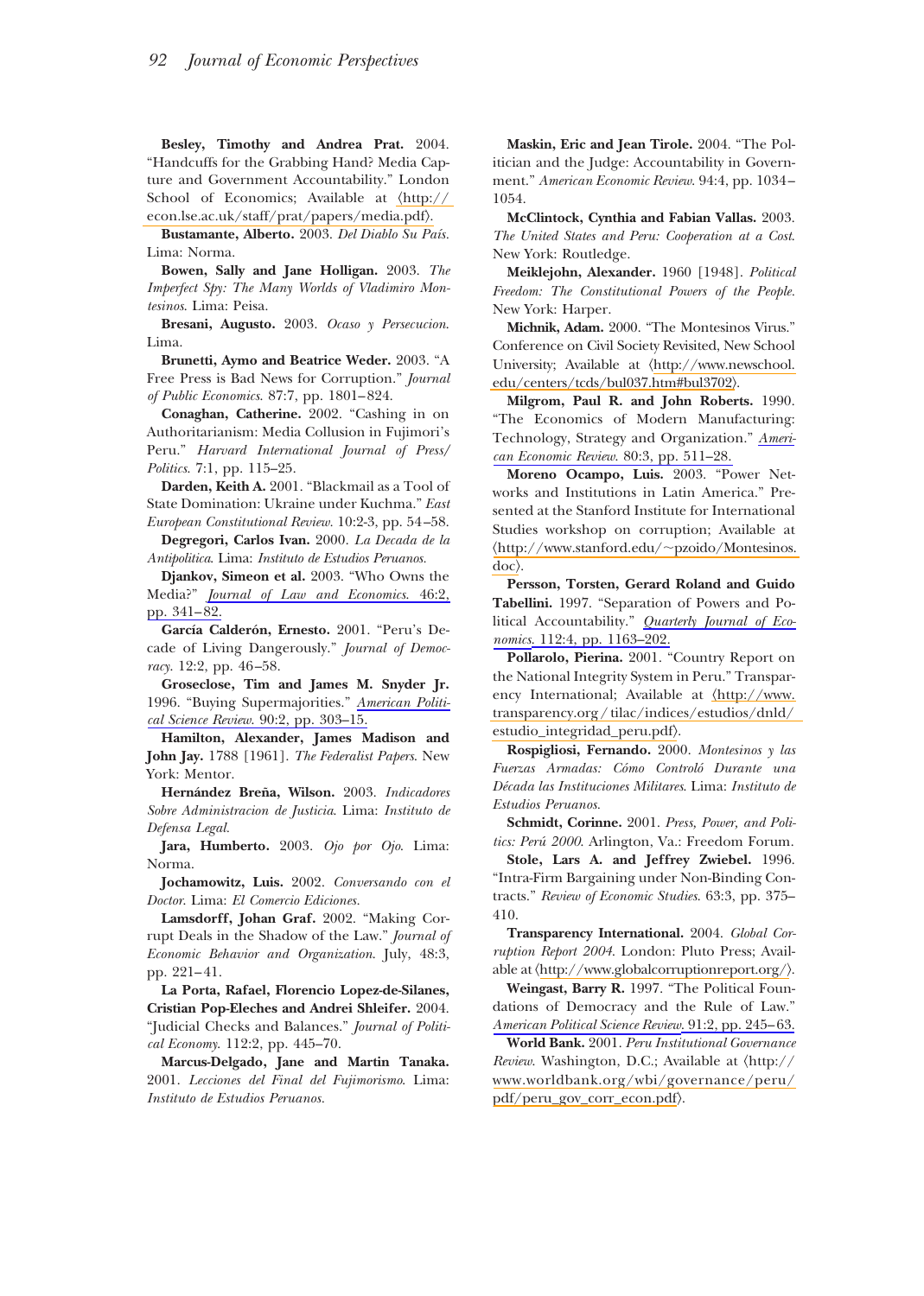**Besley, Timothy and Andrea Prat.** 2004. "Handcuffs for the Grabbing Hand? Media Capture and Government Accountability." London School of Economics; Available at ⟨http://econ.lse.ac.uk/staff/prat/papers/media.pdf⟩.

**Bustamante, Alberto.** 2003. *Del Diablo Su País*. Lima: Norma.

**Bowen, Sally and Jane Holligan.** 2003. *The Imperfect Spy: The Many Worlds of Vladimiro Montesinos*. Lima: Peisa.

**Bresani, Augusto.** 2003. *Ocaso y Persecucion*. Lima.

**Brunetti, Aymo and Beatrice Weder.** 2003. "A Free Press is Bad News for Corruption." *Journal of Public Economics*. 87:7, pp. 1801–824.

**Conaghan, Catherine.** 2002. "Cashing in on Authoritarianism: Media Collusion in Fujimori's Peru." *Harvard International Journal of Press/Politics*. 7:1, pp. 115–25.

**Darden, Keith A.** 2001. "Blackmail as a Tool of State Domination: Ukraine under Kuchma." *East European Constitutional Review*. 10:2-3, pp. 54–58.

**Degregori, Carlos Ivan.** 2000. *La Decada de la Antipolitica*. Lima: *Instituto de Estudios Peruanos.*

**Djankov, Simeon et al.** 2003. "Who Owns the Media?" *Journal of Law and Economics*. 46:2, pp. 341–82.

**García Calderón, Ernesto.** 2001. "Peru's Decade of Living Dangerously." *Journal of Democracy*. 12:2, pp. 46–58.

**Groseclose, Tim and James M. Snyder Jr.** 1996. "Buying Supermajorities." *American Political Science Review*. 90:2, pp. 303–15.

**Hamilton, Alexander, James Madison and John Jay.** 1788 [1961]. *The Federalist Papers*. New York: Mentor.

**Hernández Breña, Wilson.** 2003. *Indicadores Sobre Administracion de Justicia*. Lima: *Instituto de Defensa Legal.*

**Jara, Humberto.** 2003. *Ojo por Ojo*. Lima: Norma.

**Jochamowitz, Luis.** 2002. *Conversando con el Doctor*. Lima: *El Comercio Ediciones.*

**Lamsdorff, Johan Graf.** 2002. "Making Corrupt Deals in the Shadow of the Law." *Journal of Economic Behavior and Organization*. July, 48:3, pp. 221–41.

**La Porta, Rafael, Florencio Lopez-de-Silanes, Cristian Pop-Eleches and Andrei Shleifer.** 2004. "Judicial Checks and Balances." *Journal of Political Economy*. 112:2, pp. 445–70.

**Marcus-Delgado, Jane and Martin Tanaka.** 2001. *Lecciones del Final del Fujimorismo*. Lima: *Instituto de Estudios Peruanos.*

**Maskin, Eric and Jean Tirole.** 2004. "The Politician and the Judge: Accountability in Government." *American Economic Review*. 94:4, pp. 1034–1054.

**McClintock, Cynthia and Fabian Vallas.** 2003. *The United States and Peru: Cooperation at a Cost*. New York: Routledge.

**Meiklejohn, Alexander.** 1960 [1948]. *Political Freedom: The Constitutional Powers of the People*. New York: Harper.

**Michnik, Adam.** 2000. "The Montesinos Virus." Conference on Civil Society Revisited, New School University; Available at ⟨http://www.newschool.edu/centers/tcds/bul037.htm#bul3702⟩.

**Milgrom, Paul R. and John Roberts.** 1990. "The Economics of Modern Manufacturing: Technology, Strategy and Organization." *American Economic Review*. 80:3, pp. 511–28.

**Moreno Ocampo, Luis.** 2003. "Power Networks and Institutions in Latin America." Presented at the Stanford Institute for International Studies workshop on corruption; Available at ⟨http://www.stanford.edu/~pzoido/Montesinos.doc⟩.

**Persson, Torsten, Gerard Roland and Guido Tabellini.** 1997. "Separation of Powers and Political Accountability." *Quarterly Journal of Economics*. 112:4, pp. 1163–202.

**Pollarolo, Pierina.** 2001. "Country Report on the National Integrity System in Peru." Transparency International; Available at ⟨http://www.transparency.org/tilac/indices/estudios/dnld/estudio_integridad_peru.pdf⟩.

**Rospigliosi, Fernando.** 2000. *Montesinos y las Fuerzas Armadas: Cómo Controló Durante una Década las Instituciones Militares*. Lima: *Instituto de Estudios Peruanos.*

**Schmidt, Corinne.** 2001. *Press, Power, and Politics: Perú 2000*. Arlington, Va.: Freedom Forum.

**Stole, Lars A. and Jeffrey Zwiebel.** 1996. "Intra-Firm Bargaining under Non-Binding Contracts." *Review of Economic Studies*. 63:3, pp. 375–410.

**Transparency International.** 2004. *Global Corruption Report 2004*. London: Pluto Press; Available at ⟨http://www.globalcorruptionreport.org/⟩.

**Weingast, Barry R.** 1997. "The Political Foundations of Democracy and the Rule of Law." *American Political Science Review*. 91:2, pp. 245–63.

**World Bank.** 2001. *Peru Institutional Governance Review*. Washington, D.C.; Available at ⟨http://www.worldbank.org/wbi/governance/peru/pdf/peru_gov_corr_econ.pdf⟩.